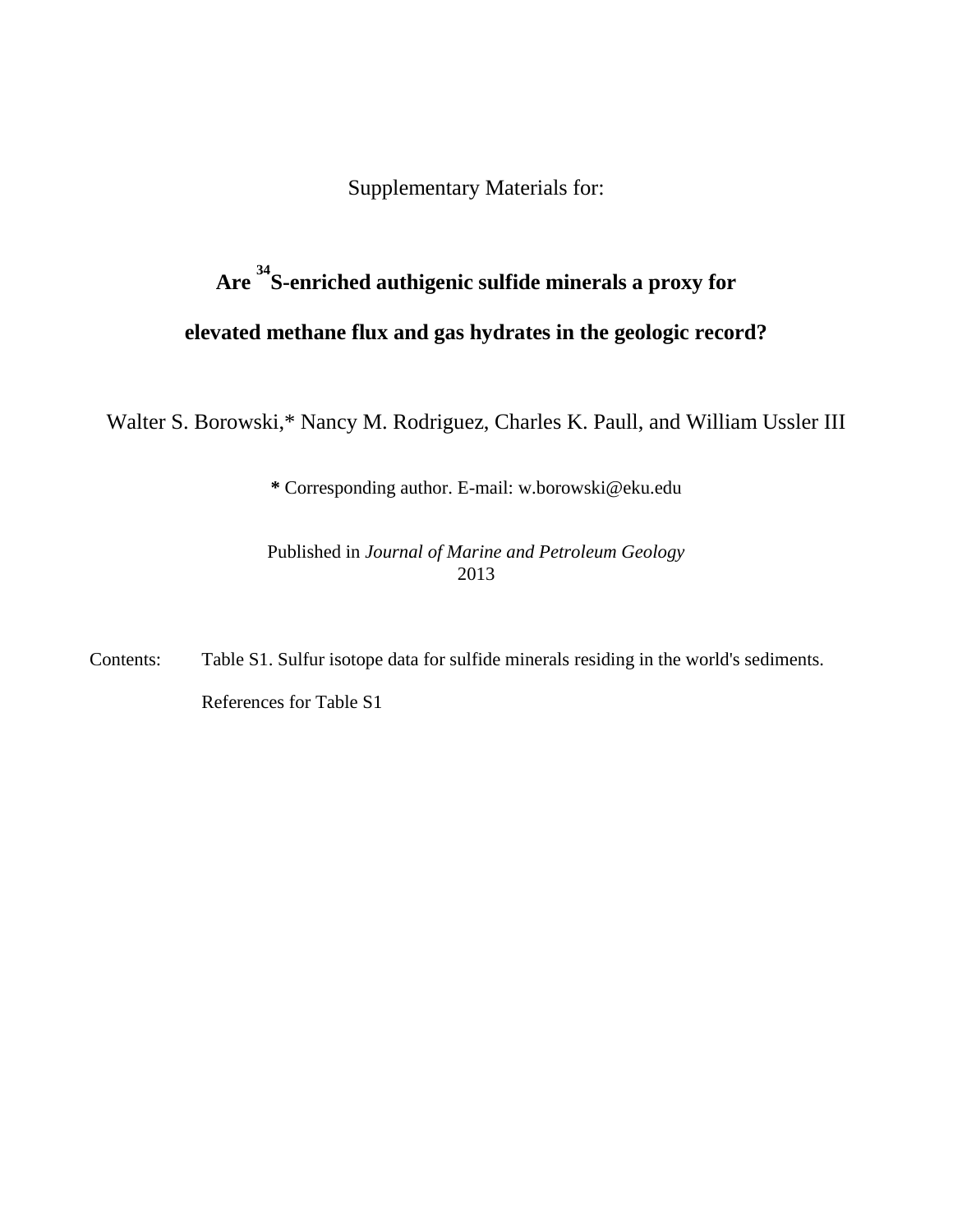Supplementary Materials for:

# Are $^{34}$S-enriched authigenic sulfide minerals a proxy for elevated methane flux and gas hydrates in the geologic record?

Walter S. Borowski,* Nancy M. Rodriguez, Charles K. Paull, and William Ussler III

**\*** Corresponding author. E-mail: w.borowski@eku.edu

Published in *Journal of Marine and Petroleum Geology*
2013

Contents: Table S1. Sulfur isotope data for sulfide minerals residing in the world's sediments.

References for Table S1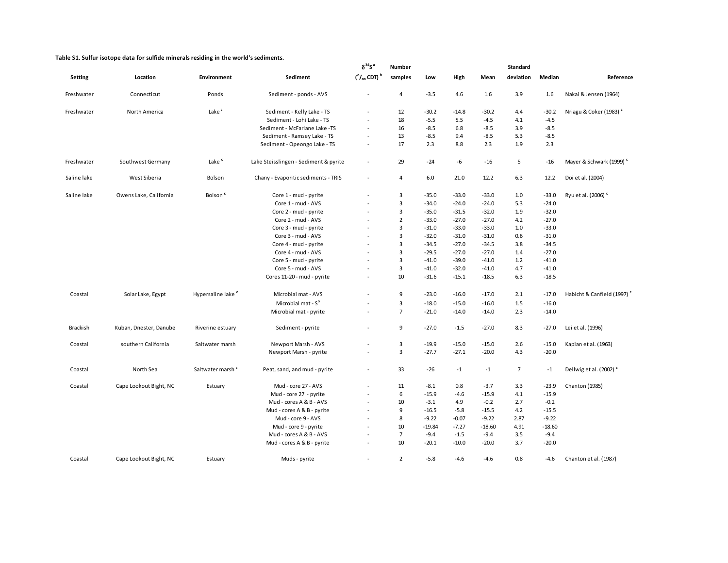**Table S1. Sulfur isotope data for sulfide minerals residing in the world's sediments.**

| Setting | Location | Environment | Sediment | $\delta^{34}S$ [a] (‰ CDT) [b] | Number samples | Low | High | Mean | Standard deviation | Median | Reference |
|---|---|---|---|---|---|---|---|---|---|---|---|
| Freshwater | Connecticut | Ponds | Sediment - ponds - AVS | - | 4 | -3.5 | 4.6 | 1.6 | 3.9 | 1.6 | Nakai & Jensen (1964) |
| Freshwater | North America | Lake [c] | Sediment - Kelly Lake - TS | - | 12 | -30.2 | -14.8 | -30.2 | 4.4 | -30.2 | Nriagu & Coker (1983) [c] |
| | | | Sediment - Lohi Lake - TS | - | 18 | -5.5 | 5.5 | -4.5 | 4.1 | -4.5 | |
| | | | Sediment - McFarlane Lake -TS | - | 16 | -8.5 | 6.8 | -8.5 | 3.9 | -8.5 | |
| | | | Sediment - Ramsey Lake - TS | - | 13 | -8.5 | 9.4 | -8.5 | 5.3 | -8.5 | |
| | | | Sediment - Opeongo Lake - TS | - | 17 | 2.3 | 8.8 | 2.3 | 1.9 | 2.3 | |
| Freshwater | Southwest Germany | Lake [c] | Lake Steisslingen - Sediment & pyrite | - | 29 | -24 | -6 | -16 | 5 | -16 | Mayer & Schwark (1999) [c] |
| Saline lake | West Siberia | Bolson | Chany - Evaporitic sediments - TRIS | - | 4 | 6.0 | 21.0 | 12.2 | 6.3 | 12.2 | Doi et al. (2004) |
| Saline lake | Owens Lake, California | Bolson [c] | Core 1 - mud - pyrite | - | 3 | -35.0 | -33.0 | -33.0 | 1.0 | -33.0 | Ryu et al. (2006) [c] |
| | | | Core 1 - mud - AVS | - | 3 | -34.0 | -24.0 | -24.0 | 5.3 | -24.0 | |
| | | | Core 2 - mud - pyrite | - | 3 | -35.0 | -31.5 | -32.0 | 1.9 | -32.0 | |
| | | | Core 2 - mud - AVS | - | 2 | -33.0 | -27.0 | -27.0 | 4.2 | -27.0 | |
| | | | Core 3 - mud - pyrite | - | 3 | -31.0 | -33.0 | -33.0 | 1.0 | -33.0 | |
| | | | Core 3 - mud - AVS | - | 3 | -32.0 | -31.0 | -31.0 | 0.6 | -31.0 | |
| | | | Core 4 - mud - pyrite | - | 3 | -34.5 | -27.0 | -34.5 | 3.8 | -34.5 | |
| | | | Core 4 - mud - AVS | - | 3 | -29.5 | -27.0 | -27.0 | 1.4 | -27.0 | |
| | | | Core 5 - mud - pyrite | - | 3 | -41.0 | -39.0 | -41.0 | 1.2 | -41.0 | |
| | | | Core 5 - mud - AVS | - | 3 | -41.0 | -32.0 | -41.0 | 4.7 | -41.0 | |
| | | | Cores 11-20 - mud - pyrite | - | 10 | -31.6 | -15.1 | -18.5 | 6.3 | -18.5 | |
| Coastal | Solar Lake, Egypt | Hypersaline lake [c] | Microbial mat - AVS | - | 9 | -23.0 | -16.0 | -17.0 | 2.1 | -17.0 | Habicht & Canfield (1997) [c] |
| | | | Microbial mat - $S^{o}$ | - | 3 | -18.0 | -15.0 | -16.0 | 1.5 | -16.0 | |
| | | | Microbial mat - pyrite | - | 7 | -21.0 | -14.0 | -14.0 | 2.3 | -14.0 | |
| Brackish | Kuban, Dnester, Danube | Riverine estuary | Sediment - pyrite | - | 9 | -27.0 | -1.5 | -27.0 | 8.3 | -27.0 | Lei et al. (1996) |
| Coastal | southern California | Saltwater marsh | Newport Marsh - AVS | - | 3 | -19.9 | -15.0 | -15.0 | 2.6 | -15.0 | Kaplan et al. (1963) |
| | | | Newport Marsh - pyrite | - | 3 | -27.7 | -27.1 | -20.0 | 4.3 | -20.0 | |
| Coastal | North Sea | Saltwater marsh [c] | Peat, sand, and mud - pyrite | - | 33 | -26 | -1 | -1 | 7 | -1 | Dellwig et al. (2002) [c] |
| Coastal | Cape Lookout Bight, NC | Estuary | Mud - core 27 - AVS | - | 11 | -8.1 | 0.8 | -3.7 | 3.3 | -23.9 | Chanton (1985) |
| | | | Mud - core 27 - pyrite | - | 6 | -15.9 | -4.6 | -15.9 | 4.1 | -15.9 | |
| | | | Mud - cores A & B - AVS | - | 10 | -3.1 | 4.9 | -0.2 | 2.7 | -0.2 | |
| | | | Mud - cores A & B - pyrite | - | 9 | -16.5 | -5.8 | -15.5 | 4.2 | -15.5 | |
| | | | Mud - core 9 - AVS | - | 8 | -9.22 | -0.07 | -9.22 | 2.87 | -9.22 | |
| | | | Mud - core 9 - pyrite | - | 10 | -19.84 | -7.27 | -18.60 | 4.91 | -18.60 | |
| | | | Mud - cores A & B - AVS | - | 7 | -9.4 | -1.5 | -9.4 | 3.5 | -9.4 | |
| | | | Mud - cores A & B - pyrite | - | 10 | -20.1 | -10.0 | -20.0 | 3.7 | -20.0 | |
| Coastal | Cape Lookout Bight, NC | Estuary | Muds - pyrite | - | 2 | -5.8 | -4.6 | -4.6 | 0.8 | -4.6 | Chanton et al. (1987) |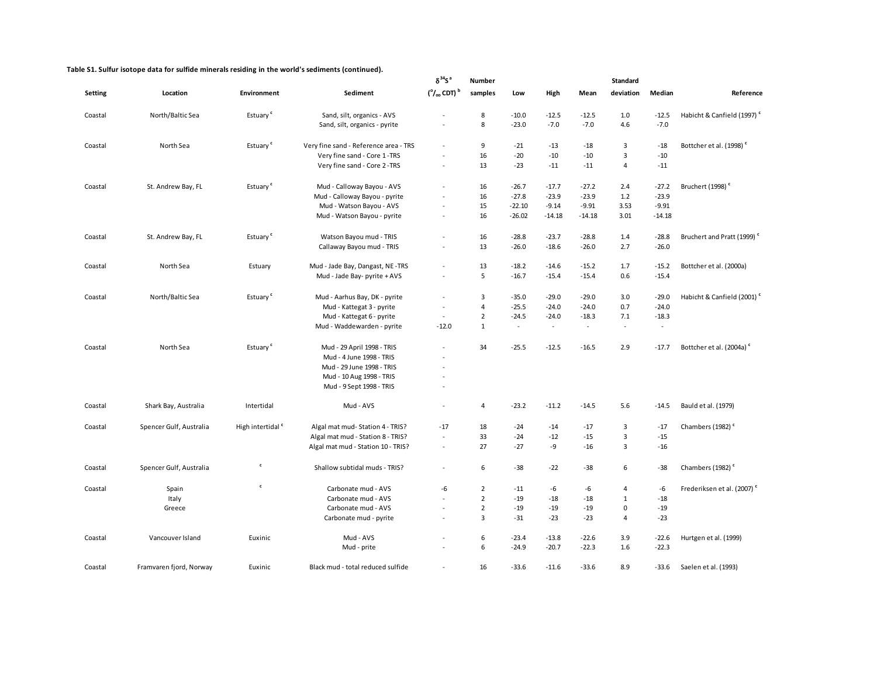**Table S1. Sulfur isotope data for sulfide minerals residing in the world's sediments (continued).**

| Setting | Location | Environment | Sediment | $\delta^{34}S$ [a] (‰ CDT) [b] | Number samples | Low | High | Mean | Standard deviation | Median | Reference |
|---|---|---|---|---|---|---|---|---|---|---|---|
| Coastal | North/Baltic Sea | Estuary [c] | Sand, silt, organics - AVS | - | 8 | -10.0 | -12.5 | -12.5 | 1.0 | -12.5 | Habicht & Canfield (1997) [c] |
| | | | Sand, silt, organics - pyrite | - | 8 | -23.0 | -7.0 | -7.0 | 4.6 | -7.0 | |
| Coastal | North Sea | Estuary [c] | Very fine sand - Reference area - TRS | - | 9 | -21 | -13 | -18 | 3 | -18 | Bottcher et al. (1998) [c] |
| | | | Very fine sand - Core 1 -TRS | - | 16 | -20 | -10 | -10 | 3 | -10 | |
| | | | Very fine sand - Core 2 -TRS | - | 13 | -23 | -11 | -11 | 4 | -11 | |
| Coastal | St. Andrew Bay, FL | Estuary [c] | Mud - Calloway Bayou - AVS | - | 16 | -26.7 | -17.7 | -27.2 | 2.4 | -27.2 | Bruchert (1998) [c] |
| | | | Mud - Calloway Bayou - pyrite | - | 16 | -27.8 | -23.9 | -23.9 | 1.2 | -23.9 | |
| | | | Mud - Watson Bayou - AVS | - | 15 | -22.10 | -9.14 | -9.91 | 3.53 | -9.91 | |
| | | | Mud - Watson Bayou - pyrite | - | 16 | -26.02 | -14.18 | -14.18 | 3.01 | -14.18 | |
| Coastal | St. Andrew Bay, FL | Estuary [c] | Watson Bayou mud - TRIS | - | 16 | -28.8 | -23.7 | -28.8 | 1.4 | -28.8 | Bruchert and Pratt (1999) [c] |
| | | | Callaway Bayou mud - TRIS | - | 13 | -26.0 | -18.6 | -26.0 | 2.7 | -26.0 | |
| Coastal | North Sea | Estuary | Mud - Jade Bay, Dangast, NE -TRS | - | 13 | -18.2 | -14.6 | -15.2 | 1.7 | -15.2 | Bottcher et al. (2000a) |
| | | | Mud - Jade Bay- pyrite + AVS | - | 5 | -16.7 | -15.4 | -15.4 | 0.6 | -15.4 | |
| Coastal | North/Baltic Sea | Estuary [c] | Mud - Aarhus Bay, DK - pyrite | - | 3 | -35.0 | -29.0 | -29.0 | 3.0 | -29.0 | Habicht & Canfield (2001) [c] |
| | | | Mud - Kattegat 3 - pyrite | - | 4 | -25.5 | -24.0 | -24.0 | 0.7 | -24.0 | |
| | | | Mud - Kattegat 6 - pyrite | - | 2 | -24.5 | -24.0 | -18.3 | 7.1 | -18.3 | |
| | | | Mud - Waddewarden - pyrite | -12.0 | 1 | - | - | - | - | - | |
| Coastal | North Sea | Estuary [c] | Mud - 29 April 1998 - TRIS | - | 34 | -25.5 | -12.5 | -16.5 | 2.9 | -17.7 | Bottcher et al. (2004a) [c] |
| | | | Mud - 4 June 1998 - TRIS | - | | | | | | | |
| | | | Mud - 29 June 1998 - TRIS | - | | | | | | | |
| | | | Mud - 10 Aug 1998 - TRIS | - | | | | | | | |
| | | | Mud - 9 Sept 1998 - TRIS | - | | | | | | | |
| Coastal | Shark Bay, Australia | Intertidal | Mud - AVS | - | 4 | -23.2 | -11.2 | -14.5 | 5.6 | -14.5 | Bauld et al. (1979) |
| Coastal | Spencer Gulf, Australia | High intertidal [c] | Algal mat mud- Station 4 - TRIS? | -17 | 18 | -24 | -14 | -17 | 3 | -17 | Chambers (1982) [c] |
| | | | Algal mat mud - Station 8 - TRIS? | - | 33 | -24 | -12 | -15 | 3 | -15 | |
| | | | Algal mat mud - Station 10 - TRIS? | - | 27 | -27 | -9 | -16 | 3 | -16 | |
| Coastal | Spencer Gulf, Australia | [c] | Shallow subtidal muds - TRIS? | - | 6 | -38 | -22 | -38 | 6 | -38 | Chambers (1982) [c] |
| Coastal | Spain | [c] | Carbonate mud - AVS | -6 | 2 | -11 | -6 | -6 | 4 | -6 | Frederiksen et al. (2007) [c] |
| | Italy | | Carbonate mud - AVS | - | 2 | -19 | -18 | -18 | 1 | -18 | |
| | Greece | | Carbonate mud - AVS | - | 2 | -19 | -19 | -19 | 0 | -19 | |
| | | | Carbonate mud - pyrite | - | 3 | -31 | -23 | -23 | 4 | -23 | |
| Coastal | Vancouver Island | Euxinic | Mud - AVS | - | 6 | -23.4 | -13.8 | -22.6 | 3.9 | -22.6 | Hurtgen et al. (1999) |
| | | | Mud - prite | - | 6 | -24.9 | -20.7 | -22.3 | 1.6 | -22.3 | |
| Coastal | Framvaren fjord, Norway | Euxinic | Black mud - total reduced sulfide | - | 16 | -33.6 | -11.6 | -33.6 | 8.9 | -33.6 | Saelen et al. (1993) |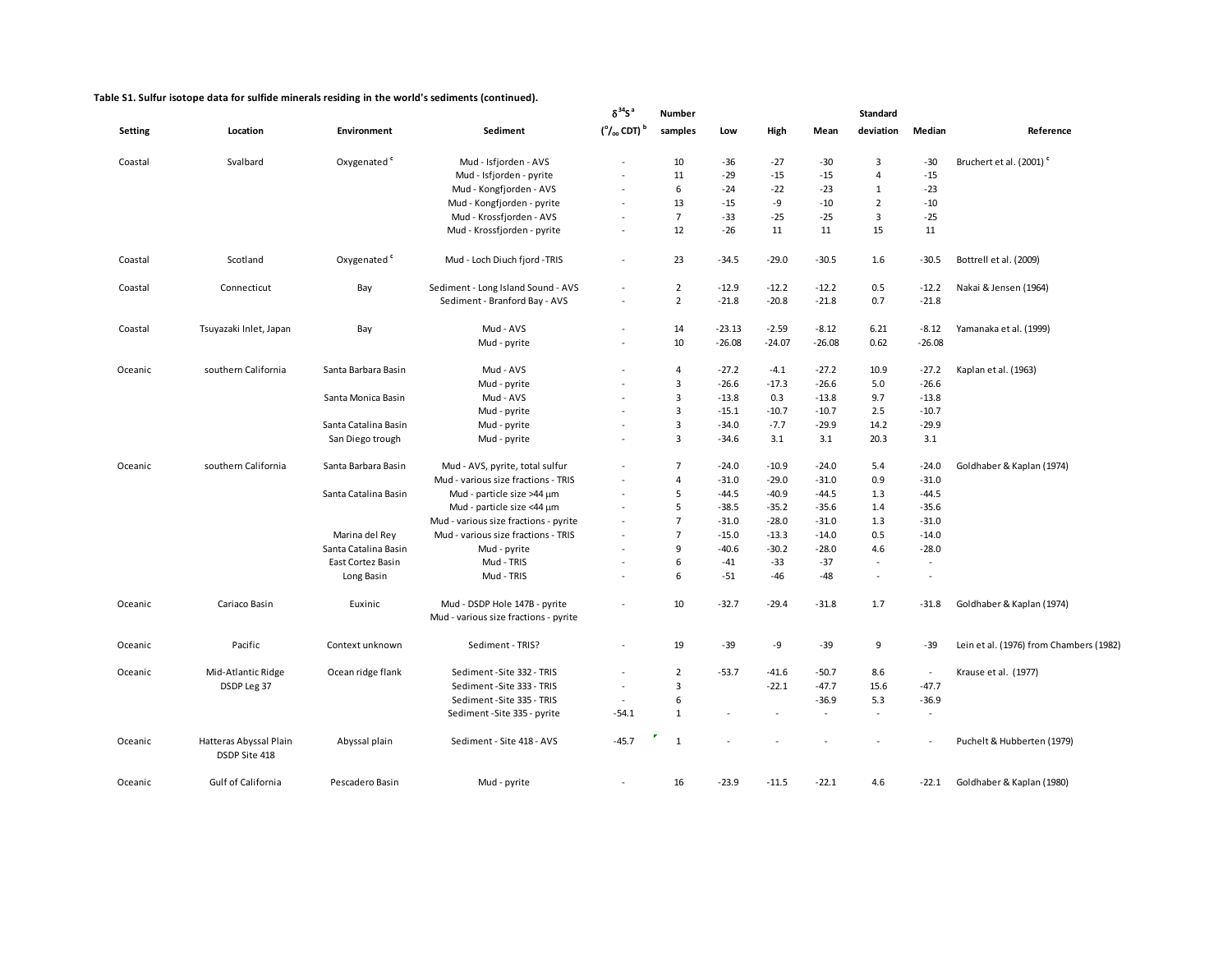**Table S1. Sulfur isotope data for sulfide minerals residing in the world's sediments (continued).**

| Setting | Location | Environment | Sediment | $\delta^{34}S$ [a] (‰ CDT) [b] | Number samples | Low | High | Mean | Standard deviation | Median | Reference |
|---|---|---|---|---|---|---|---|---|---|---|---|
| Coastal | Svalbard | Oxygenated [c] | Mud - Isfjorden - AVS | - | 10 | -36 | -27 | -30 | 3 | -30 | Bruchert et al. (2001) [c] |
| | | | Mud - Isfjorden - pyrite | - | 11 | -29 | -15 | -15 | 4 | -15 | |
| | | | Mud - Kongfjorden - AVS | - | 6 | -24 | -22 | -23 | 1 | -23 | |
| | | | Mud - Kongfjorden - pyrite | - | 13 | -15 | -9 | -10 | 2 | -10 | |
| | | | Mud - Krossfjorden - AVS | - | 7 | -33 | -25 | -25 | 3 | -25 | |
| | | | Mud - Krossfjorden - pyrite | - | 12 | -26 | 11 | 11 | 15 | 11 | |
| Coastal | Scotland | Oxygenated [c] | Mud - Loch Diuch fjord -TRIS | - | 23 | -34.5 | -29.0 | -30.5 | 1.6 | -30.5 | Bottrell et al. (2009) |
| Coastal | Connecticut | Bay | Sediment - Long Island Sound - AVS | - | 2 | -12.9 | -12.2 | -12.2 | 0.5 | -12.2 | Nakai & Jensen (1964) |
| | | | Sediment - Branford Bay - AVS | - | 2 | -21.8 | -20.8 | -21.8 | 0.7 | -21.8 | |
| Coastal | Tsuyazaki Inlet, Japan | Bay | Mud - AVS | - | 14 | -23.13 | -2.59 | -8.12 | 6.21 | -8.12 | Yamanaka et al. (1999) |
| | | | Mud - pyrite | - | 10 | -26.08 | -24.07 | -26.08 | 0.62 | -26.08 | |
| Oceanic | southern California | Santa Barbara Basin | Mud - AVS | - | 4 | -27.2 | -4.1 | -27.2 | 10.9 | -27.2 | Kaplan et al. (1963) |
| | | | Mud - pyrite | - | 3 | -26.6 | -17.3 | -26.6 | 5.0 | -26.6 | |
| | | Santa Monica Basin | Mud - AVS | - | 3 | -13.8 | 0.3 | -13.8 | 9.7 | -13.8 | |
| | | | Mud - pyrite | - | 3 | -15.1 | -10.7 | -10.7 | 2.5 | -10.7 | |
| | | Santa Catalina Basin | Mud - pyrite | - | 3 | -34.0 | -7.7 | -29.9 | 14.2 | -29.9 | |
| | | San Diego trough | Mud - pyrite | - | 3 | -34.6 | 3.1 | 3.1 | 20.3 | 3.1 | |
| Oceanic | southern California | Santa Barbara Basin | Mud - AVS, pyrite, total sulfur | - | 7 | -24.0 | -10.9 | -24.0 | 5.4 | -24.0 | Goldhaber & Kaplan (1974) |
| | | | Mud - various size fractions - TRIS | - | 4 | -31.0 | -29.0 | -31.0 | 0.9 | -31.0 | |
| | | Santa Catalina Basin | Mud - particle size >44 μm | - | 5 | -44.5 | -40.9 | -44.5 | 1.3 | -44.5 | |
| | | | Mud - particle size <44 μm | - | 5 | -38.5 | -35.2 | -35.6 | 1.4 | -35.6 | |
| | | | Mud - various size fractions - pyrite | - | 7 | -31.0 | -28.0 | -31.0 | 1.3 | -31.0 | |
| | | Marina del Rey | Mud - various size fractions - TRIS | - | 7 | -15.0 | -13.3 | -14.0 | 0.5 | -14.0 | |
| | | Santa Catalina Basin | Mud - pyrite | - | 9 | -40.6 | -30.2 | -28.0 | 4.6 | -28.0 | |
| | | East Cortez Basin | Mud - TRIS | - | 6 | -41 | -33 | -37 | - | - | |
| | | Long Basin | Mud - TRIS | - | 6 | -51 | -46 | -48 | - | - | |
| Oceanic | Cariaco Basin | Euxinic | Mud - DSDP Hole 147B - pyrite<br>Mud - various size fractions - pyrite | - | 10 | -32.7 | -29.4 | -31.8 | 1.7 | -31.8 | Goldhaber & Kaplan (1974) |
| Oceanic | Pacific | Context unknown | Sediment - TRIS? | - | 19 | -39 | -9 | -39 | 9 | -39 | Lein et al. (1976) from Chambers (1982) |
| Oceanic | Mid-Atlantic Ridge DSDP Leg 37 | Ocean ridge flank | Sediment -Site 332 - TRIS | - | 2 | -53.7 | -41.6 | -50.7 | 8.6 | - | Krause et al. (1977) |
| | | | Sediment -Site 333 - TRIS | - | 3 | | -22.1 | -47.7 | 15.6 | -47.7 | |
| | | | Sediment -Site 335 - TRIS | - | 6 | | | -36.9 | 5.3 | -36.9 | |
| | | | Sediment -Site 335 - pyrite | -54.1 | 1 | - | - | - | - | - | |
| Oceanic | Hatteras Abyssal Plain DSDP Site 418 | Abyssal plain | Sediment - Site 418 - AVS | -45.7 | 1 | - | - | - | - | - | Puchelt & Hubberten (1979) |
| Oceanic | Gulf of California | Pescadero Basin | Mud - pyrite | - | 16 | -23.9 | -11.5 | -22.1 | 4.6 | -22.1 | Goldhaber & Kaplan (1980) |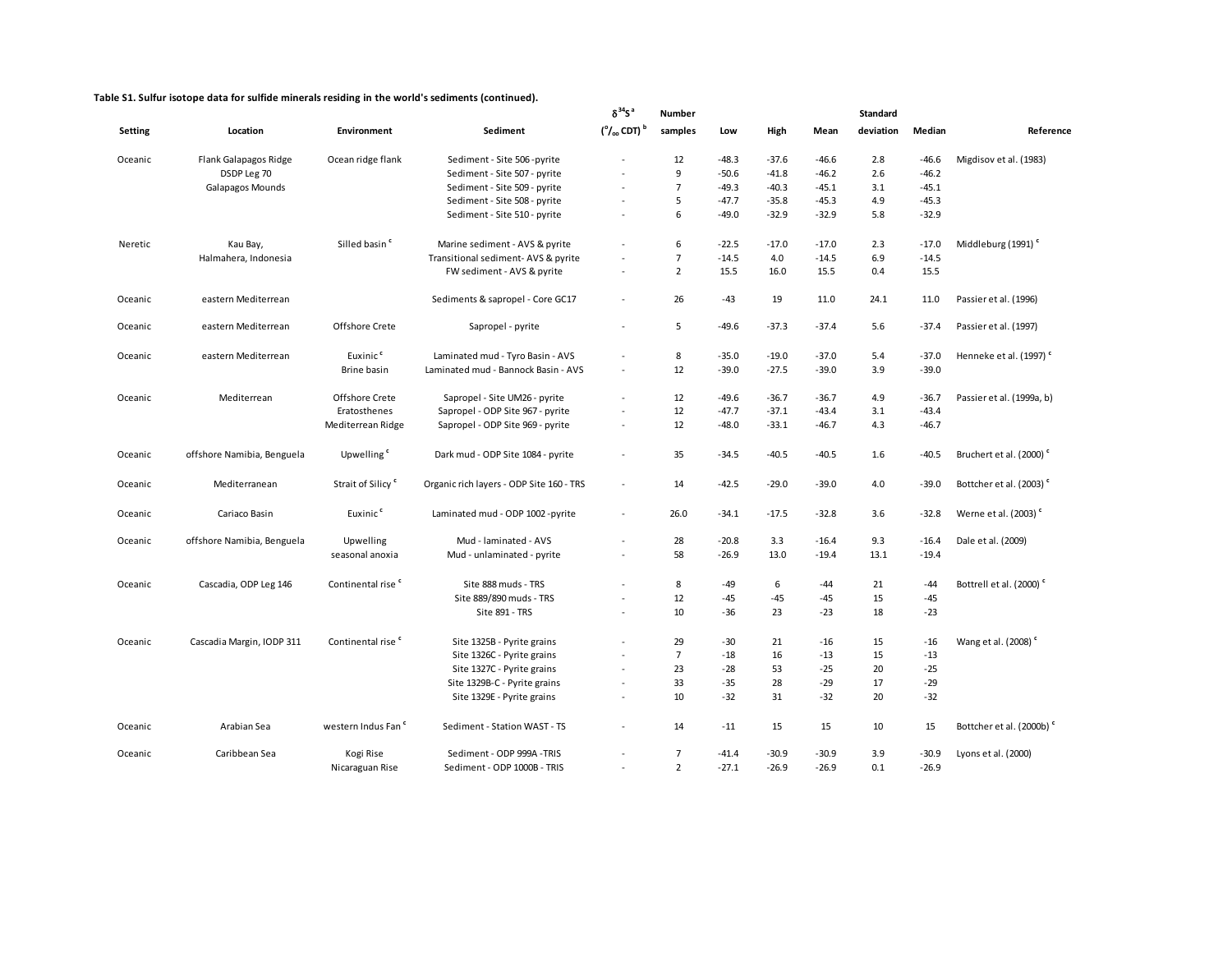**Table S1. Sulfur isotope data for sulfide minerals residing in the world's sediments (continued).**

| Setting | Location | Environment | Sediment | $\delta^{34}S$ [a] (‰ CDT) [b] | Number samples | Low | High | Mean | Standard deviation | Median | Reference |
|---|---|---|---|---|---|---|---|---|---|---|---|
| Oceanic | Flank Galapagos Ridge | Ocean ridge flank | Sediment - Site 506 -pyrite | - | 12 | -48.3 | -37.6 | -46.6 | 2.8 | -46.6 | Migdisov et al. (1983) |
| | DSDP Leg 70 | | Sediment - Site 507 - pyrite | - | 9 | -50.6 | -41.8 | -46.2 | 2.6 | -46.2 | |
| | Galapagos Mounds | | Sediment - Site 509 - pyrite | - | 7 | -49.3 | -40.3 | -45.1 | 3.1 | -45.1 | |
| | | | Sediment - Site 508 - pyrite | - | 5 | -47.7 | -35.8 | -45.3 | 4.9 | -45.3 | |
| | | | Sediment - Site 510 - pyrite | - | 6 | -49.0 | -32.9 | -32.9 | 5.8 | -32.9 | |
| Neretic | Kau Bay, | Silled basin [c] | Marine sediment - AVS & pyrite | - | 6 | -22.5 | -17.0 | -17.0 | 2.3 | -17.0 | Middleburg (1991) [c] |
| | Halmahera, Indonesia | | Transitional sediment- AVS & pyrite | - | 7 | -14.5 | 4.0 | -14.5 | 6.9 | -14.5 | |
| | | | FW sediment - AVS & pyrite | - | 2 | 15.5 | 16.0 | 15.5 | 0.4 | 15.5 | |
| Oceanic | eastern Mediterrean | | Sediments & sapropel - Core GC17 | - | 26 | -43 | 19 | 11.0 | 24.1 | 11.0 | Passier et al. (1996) |
| Oceanic | eastern Mediterrean | Offshore Crete | Sapropel - pyrite | - | 5 | -49.6 | -37.3 | -37.4 | 5.6 | -37.4 | Passier et al. (1997) |
| Oceanic | eastern Mediterrean | Euxinic [c] | Laminated mud - Tyro Basin - AVS | - | 8 | -35.0 | -19.0 | -37.0 | 5.4 | -37.0 | Henneke et al. (1997) [c] |
| | | Brine basin | Laminated mud - Bannock Basin - AVS | - | 12 | -39.0 | -27.5 | -39.0 | 3.9 | -39.0 | |
| Oceanic | Mediterrean | Offshore Crete | Sapropel - Site UM26 - pyrite | - | 12 | -49.6 | -36.7 | -36.7 | 4.9 | -36.7 | Passier et al. (1999a, b) |
| | | Eratosthenes | Sapropel - ODP Site 967 - pyrite | - | 12 | -47.7 | -37.1 | -43.4 | 3.1 | -43.4 | |
| | | Mediterrean Ridge | Sapropel - ODP Site 969 - pyrite | - | 12 | -48.0 | -33.1 | -46.7 | 4.3 | -46.7 | |
| Oceanic | offshore Namibia, Benguela | Upwelling [c] | Dark mud - ODP Site 1084 - pyrite | - | 35 | -34.5 | -40.5 | -40.5 | 1.6 | -40.5 | Bruchert et al. (2000) [c] |
| Oceanic | Mediterranean | Strait of Silicy [c] | Organic rich layers - ODP Site 160 - TRS | - | 14 | -42.5 | -29.0 | -39.0 | 4.0 | -39.0 | Bottcher et al. (2003) [c] |
| Oceanic | Cariaco Basin | Euxinic [c] | Laminated mud - ODP 1002 -pyrite | - | 26.0 | -34.1 | -17.5 | -32.8 | 3.6 | -32.8 | Werne et al. (2003) [c] |
| Oceanic | offshore Namibia, Benguela | Upwelling | Mud - laminated - AVS | - | 28 | -20.8 | 3.3 | -16.4 | 9.3 | -16.4 | Dale et al. (2009) |
| | | seasonal anoxia | Mud - unlaminated - pyrite | - | 58 | -26.9 | 13.0 | -19.4 | 13.1 | -19.4 | |
| Oceanic | Cascadia, ODP Leg 146 | Continental rise [c] | Site 888 muds - TRS | - | 8 | -49 | 6 | -44 | 21 | -44 | Bottrell et al. (2000) [c] |
| | | | Site 889/890 muds - TRS | - | 12 | -45 | -45 | -45 | 15 | -45 | |
| | | | Site 891 - TRS | - | 10 | -36 | 23 | -23 | 18 | -23 | |
| Oceanic | Cascadia Margin, IODP 311 | Continental rise [c] | Site 1325B - Pyrite grains | - | 29 | -30 | 21 | -16 | 15 | -16 | Wang et al. (2008) [c] |
| | | | Site 1326C - Pyrite grains | - | 7 | -18 | 16 | -13 | 15 | -13 | |
| | | | Site 1327C - Pyrite grains | - | 23 | -28 | 53 | -25 | 20 | -25 | |
| | | | Site 1329B-C - Pyrite grains | - | 33 | -35 | 28 | -29 | 17 | -29 | |
| | | | Site 1329E - Pyrite grains | - | 10 | -32 | 31 | -32 | 20 | -32 | |
| Oceanic | Arabian Sea | western Indus Fan [c] | Sediment - Station WAST - TS | - | 14 | -11 | 15 | 15 | 10 | 15 | Bottcher et al. (2000b) [c] |
| Oceanic | Caribbean Sea | Kogi Rise | Sediment - ODP 999A -TRIS | - | 7 | -41.4 | -30.9 | -30.9 | 3.9 | -30.9 | Lyons et al. (2000) |
| | | Nicaraguan Rise | Sediment - ODP 1000B - TRIS | - | 2 | -27.1 | -26.9 | -26.9 | 0.1 | -26.9 | |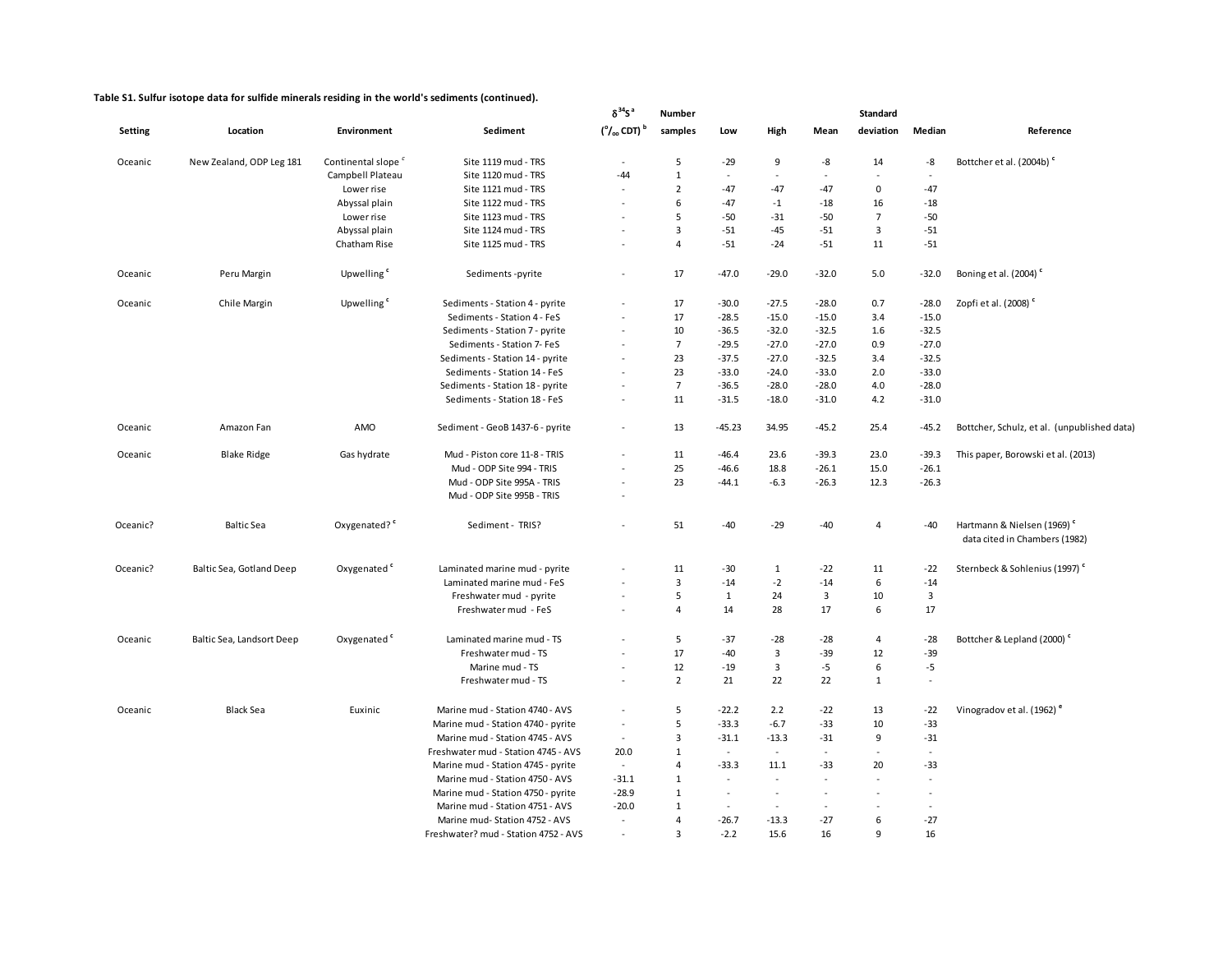**Table S1. Sulfur isotope data for sulfide minerals residing in the world's sediments (continued).**

| Setting | Location | Environment | Sediment | $\delta^{34}S$ [a] ($^o/_{oo}$ CDT) [b] | Number samples | Low | High | Mean | Standard deviation | Median | Reference |
|---|---|---|---|---|---|---|---|---|---|---|---|
| Oceanic | New Zealand, ODP Leg 181 | Continental slope [c] | Site 1119 mud - TRS | - | 5 | -29 | 9 | -8 | 14 | -8 | Bottcher et al. (2004b) [c] |
| | | Campbell Plateau | Site 1120 mud - TRS | -44 | 1 | - | - | - | - | - | |
| | | Lower rise | Site 1121 mud - TRS | - | 2 | -47 | -47 | -47 | 0 | -47 | |
| | | Abyssal plain | Site 1122 mud - TRS | - | 6 | -47 | -1 | -18 | 16 | -18 | |
| | | Lower rise | Site 1123 mud - TRS | - | 5 | -50 | -31 | -50 | 7 | -50 | |
| | | Abyssal plain | Site 1124 mud - TRS | - | 3 | -51 | -45 | -51 | 3 | -51 | |
| | | Chatham Rise | Site 1125 mud - TRS | - | 4 | -51 | -24 | -51 | 11 | -51 | |
| Oceanic | Peru Margin | Upwelling [c] | Sediments -pyrite | - | 17 | -47.0 | -29.0 | -32.0 | 5.0 | -32.0 | Boning et al. (2004) [c] |
| Oceanic | Chile Margin | Upwelling [c] | Sediments - Station 4 - pyrite | - | 17 | -30.0 | -27.5 | -28.0 | 0.7 | -28.0 | Zopfi et al. (2008) [c] |
| | | | Sediments - Station 4 - FeS | - | 17 | -28.5 | -15.0 | -15.0 | 3.4 | -15.0 | |
| | | | Sediments - Station 7 - pyrite | - | 10 | -36.5 | -32.0 | -32.5 | 1.6 | -32.5 | |
| | | | Sediments - Station 7- FeS | - | 7 | -29.5 | -27.0 | -27.0 | 0.9 | -27.0 | |
| | | | Sediments - Station 14 - pyrite | - | 23 | -37.5 | -27.0 | -32.5 | 3.4 | -32.5 | |
| | | | Sediments - Station 14 - FeS | - | 23 | -33.0 | -24.0 | -33.0 | 2.0 | -33.0 | |
| | | | Sediments - Station 18 - pyrite | - | 7 | -36.5 | -28.0 | -28.0 | 4.0 | -28.0 | |
| | | | Sediments - Station 18 - FeS | - | 11 | -31.5 | -18.0 | -31.0 | 4.2 | -31.0 | |
| Oceanic | Amazon Fan | AMO | Sediment - GeoB 1437-6 - pyrite | - | 13 | -45.23 | 34.95 | -45.2 | 25.4 | -45.2 | Bottcher, Schulz, et al. (unpublished data) |
| Oceanic | Blake Ridge | Gas hydrate | Mud - Piston core 11-8 - TRIS | - | 11 | -46.4 | 23.6 | -39.3 | 23.0 | -39.3 | This paper, Borowski et al. (2013) |
| | | | Mud - ODP Site 994 - TRIS | - | 25 | -46.6 | 18.8 | -26.1 | 15.0 | -26.1 | |
| | | | Mud - ODP Site 995A - TRIS | - | 23 | -44.1 | -6.3 | -26.3 | 12.3 | -26.3 | |
| | | | Mud - ODP Site 995B - TRIS | - | | | | | | | |
| Oceanic? | Baltic Sea | Oxygenated? [c] | Sediment - TRIS? | - | 51 | -40 | -29 | -40 | 4 | -40 | Hartmann & Nielsen (1969) [c] data cited in Chambers (1982) |
| Oceanic? | Baltic Sea, Gotland Deep | Oxygenated [c] | Laminated marine mud - pyrite | - | 11 | -30 | 1 | -22 | 11 | -22 | Sternbeck & Sohlenius (1997) [c] |
| | | | Laminated marine mud - FeS | - | 3 | -14 | -2 | -14 | 6 | -14 | |
| | | | Freshwater mud - pyrite | - | 5 | 1 | 24 | 3 | 10 | 3 | |
| | | | Freshwater mud - FeS | - | 4 | 14 | 28 | 17 | 6 | 17 | |
| Oceanic | Baltic Sea, Landsort Deep | Oxygenated [c] | Laminated marine mud - TS | - | 5 | -37 | -28 | -28 | 4 | -28 | Bottcher & Lepland (2000) [c] |
| | | | Freshwater mud - TS | - | 17 | -40 | 3 | -39 | 12 | -39 | |
| | | | Marine mud - TS | - | 12 | -19 | 3 | -5 | 6 | -5 | |
| | | | Freshwater mud - TS | - | 2 | 21 | 22 | 22 | 1 | - | |
| Oceanic | Black Sea | Euxinic | Marine mud - Station 4740 - AVS | - | 5 | -22.2 | 2.2 | -22 | 13 | -22 | Vinogradov et al. (1962) [e] |
| | | | Marine mud - Station 4740 - pyrite | - | 5 | -33.3 | -6.7 | -33 | 10 | -33 | |
| | | | Marine mud - Station 4745 - AVS | - | 3 | -31.1 | -13.3 | -31 | 9 | -31 | |
| | | | Freshwater mud - Station 4745 - AVS | 20.0 | 1 | - | - | - | - | - | |
| | | | Marine mud - Station 4745 - pyrite | - | 4 | -33.3 | 11.1 | -33 | 20 | -33 | |
| | | | Marine mud - Station 4750 - AVS | -31.1 | 1 | - | - | - | - | - | |
| | | | Marine mud - Station 4750 - pyrite | -28.9 | 1 | - | - | - | - | - | |
| | | | Marine mud - Station 4751 - AVS | -20.0 | 1 | - | - | - | - | - | |
| | | | Marine mud- Station 4752 - AVS | - | 4 | -26.7 | -13.3 | -27 | 6 | -27 | |
| | | | Freshwater? mud - Station 4752 - AVS | - | 3 | -2.2 | 15.6 | 16 | 9 | 16 | |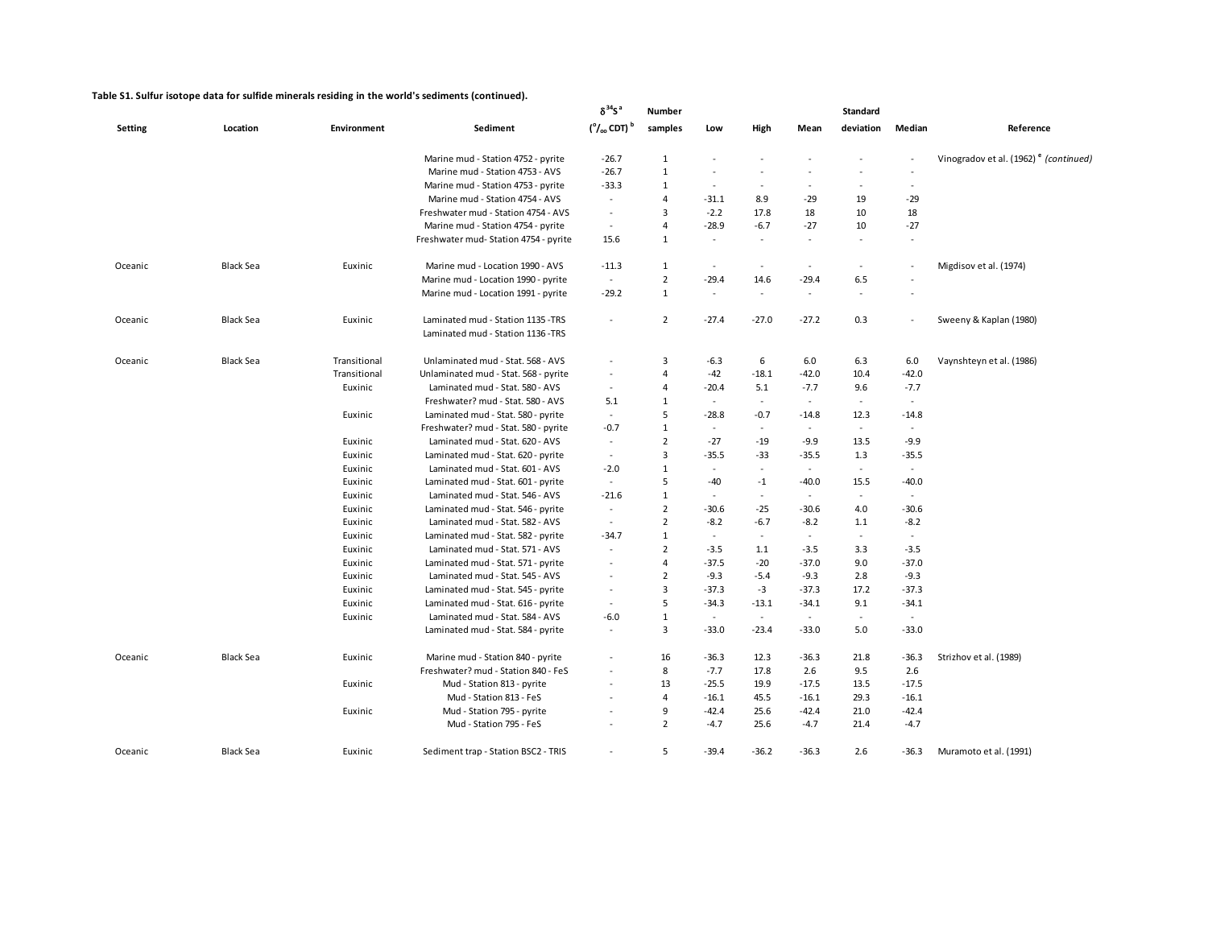**Table S1. Sulfur isotope data for sulfide minerals residing in the world's sediments (continued).**

| Setting | Location | Environment | Sediment | $\delta^{34}S$ [a] ($^{o}/_{oo}$ CDT) [b] | Number samples | Low | High | Mean | Standard deviation | Median | Reference |
|---|---|---|---|---|---|---|---|---|---|---|---|
| | | | Marine mud - Station 4752 - pyrite | -26.7 | 1 | - | - | - | - | - | Vinogradov et al. (1962) [e] *(continued)* |
| | | | Marine mud - Station 4753 - AVS | -26.7 | 1 | - | - | - | - | - | |
| | | | Marine mud - Station 4753 - pyrite | -33.3 | 1 | - | - | - | - | - | |
| | | | Marine mud - Station 4754 - AVS | - | 4 | -31.1 | 8.9 | -29 | 19 | -29 | |
| | | | Freshwater mud - Station 4754 - AVS | - | 3 | -2.2 | 17.8 | 18 | 10 | 18 | |
| | | | Marine mud - Station 4754 - pyrite | - | 4 | -28.9 | -6.7 | -27 | 10 | -27 | |
| | | | Freshwater mud- Station 4754 - pyrite | 15.6 | 1 | - | - | - | - | - | |
| Oceanic | Black Sea | Euxinic | Marine mud - Location 1990 - AVS | -11.3 | 1 | - | - | - | - | - | Migdisov et al. (1974) |
| | | | Marine mud - Location 1990 - pyrite | - | 2 | -29.4 | 14.6 | -29.4 | 6.5 | - | |
| | | | Marine mud - Location 1991 - pyrite | -29.2 | 1 | - | - | - | - | - | |
| Oceanic | Black Sea | Euxinic | Laminated mud - Station 1135 -TRS | - | 2 | -27.4 | -27.0 | -27.2 | 0.3 | - | Sweeny & Kaplan (1980) |
| | | | Laminated mud - Station 1136 -TRS | | | | | | | | |
| Oceanic | Black Sea | Transitional | Unlaminated mud - Stat. 568 - AVS | - | 3 | -6.3 | 6 | 6.0 | 6.3 | 6.0 | Vaynshteyn et al. (1986) |
| | | Transitional | Unlaminated mud - Stat. 568 - pyrite | - | 4 | -42 | -18.1 | -42.0 | 10.4 | -42.0 | |
| | | Euxinic | Laminated mud - Stat. 580 - AVS | - | 4 | -20.4 | 5.1 | -7.7 | 9.6 | -7.7 | |
| | | | Freshwater? mud - Stat. 580 - AVS | 5.1 | 1 | - | - | - | - | - | |
| | | Euxinic | Laminated mud - Stat. 580 - pyrite | - | 5 | -28.8 | -0.7 | -14.8 | 12.3 | -14.8 | |
| | | | Freshwater? mud - Stat. 580 - pyrite | -0.7 | 1 | - | - | - | - | - | |
| | | Euxinic | Laminated mud - Stat. 620 - AVS | - | 2 | -27 | -19 | -9.9 | 13.5 | -9.9 | |
| | | Euxinic | Laminated mud - Stat. 620 - pyrite | - | 3 | -35.5 | -33 | -35.5 | 1.3 | -35.5 | |
| | | Euxinic | Laminated mud - Stat. 601 - AVS | -2.0 | 1 | - | - | - | - | - | |
| | | Euxinic | Laminated mud - Stat. 601 - pyrite | - | 5 | -40 | -1 | -40.0 | 15.5 | -40.0 | |
| | | Euxinic | Laminated mud - Stat. 546 - AVS | -21.6 | 1 | - | - | - | - | - | |
| | | Euxinic | Laminated mud - Stat. 546 - pyrite | - | 2 | -30.6 | -25 | -30.6 | 4.0 | -30.6 | |
| | | Euxinic | Laminated mud - Stat. 582 - AVS | - | 2 | -8.2 | -6.7 | -8.2 | 1.1 | -8.2 | |
| | | Euxinic | Laminated mud - Stat. 582 - pyrite | -34.7 | 1 | - | - | - | - | - | |
| | | Euxinic | Laminated mud - Stat. 571 - AVS | - | 2 | -3.5 | 1.1 | -3.5 | 3.3 | -3.5 | |
| | | Euxinic | Laminated mud - Stat. 571 - pyrite | - | 4 | -37.5 | -20 | -37.0 | 9.0 | -37.0 | |
| | | Euxinic | Laminated mud - Stat. 545 - AVS | - | 2 | -9.3 | -5.4 | -9.3 | 2.8 | -9.3 | |
| | | Euxinic | Laminated mud - Stat. 545 - pyrite | - | 3 | -37.3 | -3 | -37.3 | 17.2 | -37.3 | |
| | | Euxinic | Laminated mud - Stat. 616 - pyrite | - | 5 | -34.3 | -13.1 | -34.1 | 9.1 | -34.1 | |
| | | Euxinic | Laminated mud - Stat. 584 - AVS | -6.0 | 1 | - | - | - | - | - | |
| | | | Laminated mud - Stat. 584 - pyrite | - | 3 | -33.0 | -23.4 | -33.0 | 5.0 | -33.0 | |
| Oceanic | Black Sea | Euxinic | Marine mud - Station 840 - pyrite | - | 16 | -36.3 | 12.3 | -36.3 | 21.8 | -36.3 | Strizhov et al. (1989) |
| | | | Freshwater? mud - Station 840 - FeS | - | 8 | -7.7 | 17.8 | 2.6 | 9.5 | 2.6 | |
| | | Euxinic | Mud - Station 813 - pyrite | - | 13 | -25.5 | 19.9 | -17.5 | 13.5 | -17.5 | |
| | | | Mud - Station 813 - FeS | - | 4 | -16.1 | 45.5 | -16.1 | 29.3 | -16.1 | |
| | | Euxinic | Mud - Station 795 - pyrite | - | 9 | -42.4 | 25.6 | -42.4 | 21.0 | -42.4 | |
| | | | Mud - Station 795 - FeS | - | 2 | -4.7 | 25.6 | -4.7 | 21.4 | -4.7 | |
| Oceanic | Black Sea | Euxinic | Sediment trap - Station BSC2 - TRIS | - | 5 | -39.4 | -36.2 | -36.3 | 2.6 | -36.3 | Muramoto et al. (1991) |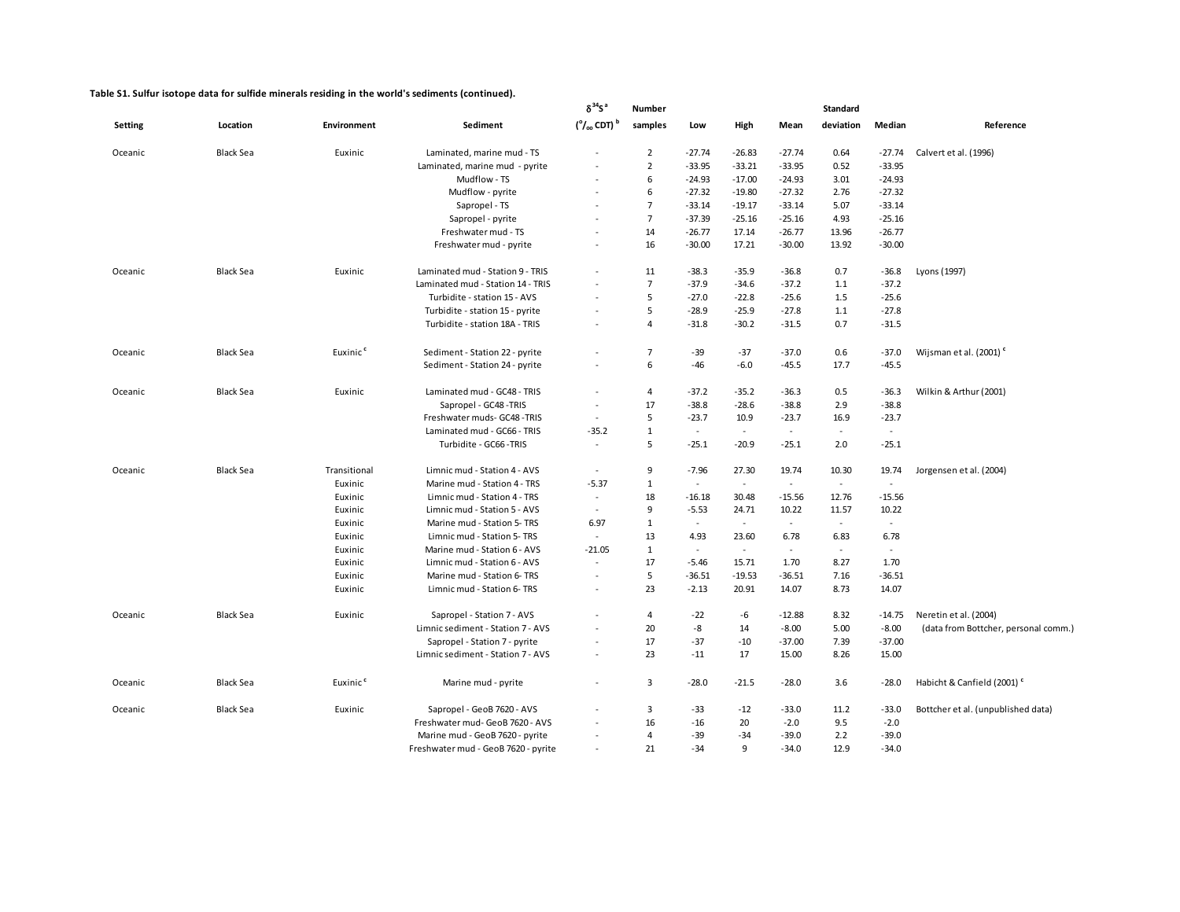**Table S1. Sulfur isotope data for sulfide minerals residing in the world's sediments (continued).**

| Setting | Location | Environment | Sediment | $\delta^{34}S$ [a] ($^o/_{oo}$ CDT) [b] | Number samples | Low | High | Mean | Standard deviation | Median | Reference |
|---|---|---|---|---|---|---|---|---|---|---|---|
| Oceanic | Black Sea | Euxinic | Laminated, marine mud - TS | - | 2 | -27.74 | -26.83 | -27.74 | 0.64 | -27.74 | Calvert et al. (1996) |
| | | | Laminated, marine mud - pyrite | - | 2 | -33.95 | -33.21 | -33.95 | 0.52 | -33.95 | |
| | | | Mudflow - TS | - | 6 | -24.93 | -17.00 | -24.93 | 3.01 | -24.93 | |
| | | | Mudflow - pyrite | - | 6 | -27.32 | -19.80 | -27.32 | 2.76 | -27.32 | |
| | | | Sapropel - TS | - | 7 | -33.14 | -19.17 | -33.14 | 5.07 | -33.14 | |
| | | | Sapropel - pyrite | - | 7 | -37.39 | -25.16 | -25.16 | 4.93 | -25.16 | |
| | | | Freshwater mud - TS | - | 14 | -26.77 | 17.14 | -26.77 | 13.96 | -26.77 | |
| | | | Freshwater mud - pyrite | - | 16 | -30.00 | 17.21 | -30.00 | 13.92 | -30.00 | |
| Oceanic | Black Sea | Euxinic | Laminated mud - Station 9 - TRIS | - | 11 | -38.3 | -35.9 | -36.8 | 0.7 | -36.8 | Lyons (1997) |
| | | | Laminated mud - Station 14 - TRIS | - | 7 | -37.9 | -34.6 | -37.2 | 1.1 | -37.2 | |
| | | | Turbidite - station 15 - AVS | - | 5 | -27.0 | -22.8 | -25.6 | 1.5 | -25.6 | |
| | | | Turbidite - station 15 - pyrite | - | 5 | -28.9 | -25.9 | -27.8 | 1.1 | -27.8 | |
| | | | Turbidite - station 18A - TRIS | - | 4 | -31.8 | -30.2 | -31.5 | 0.7 | -31.5 | |
| Oceanic | Black Sea | Euxinic [c] | Sediment - Station 22 - pyrite | - | 7 | -39 | -37 | -37.0 | 0.6 | -37.0 | Wijsman et al. (2001) [c] |
| | | | Sediment - Station 24 - pyrite | - | 6 | -46 | -6.0 | -45.5 | 17.7 | -45.5 | |
| Oceanic | Black Sea | Euxinic | Laminated mud - GC48 - TRIS | - | 4 | -37.2 | -35.2 | -36.3 | 0.5 | -36.3 | Wilkin & Arthur (2001) |
| | | | Sapropel - GC48 -TRIS | - | 17 | -38.8 | -28.6 | -38.8 | 2.9 | -38.8 | |
| | | | Freshwater muds- GC48 -TRIS | - | 5 | -23.7 | 10.9 | -23.7 | 16.9 | -23.7 | |
| | | | Laminated mud - GC66 - TRIS | -35.2 | 1 | - | - | - | - | - | |
| | | | Turbidite - GC66 -TRIS | - | 5 | -25.1 | -20.9 | -25.1 | 2.0 | -25.1 | |
| Oceanic | Black Sea | Transitional | Limnic mud - Station 4 - AVS | - | 9 | -7.96 | 27.30 | 19.74 | 10.30 | 19.74 | Jorgensen et al. (2004) |
| | | Euxinic | Marine mud - Station 4 - TRS | -5.37 | 1 | - | - | - | - | - | |
| | | Euxinic | Limnic mud - Station 4 - TRS | - | 18 | -16.18 | 30.48 | -15.56 | 12.76 | -15.56 | |
| | | Euxinic | Limnic mud - Station 5 - AVS | - | 9 | -5.53 | 24.71 | 10.22 | 11.57 | 10.22 | |
| | | Euxinic | Marine mud - Station 5- TRS | 6.97 | 1 | - | - | - | - | - | |
| | | Euxinic | Limnic mud - Station 5- TRS | - | 13 | 4.93 | 23.60 | 6.78 | 6.83 | 6.78 | |
| | | Euxinic | Marine mud - Station 6 - AVS | -21.05 | 1 | - | - | - | - | - | |
| | | Euxinic | Limnic mud - Station 6 - AVS | - | 17 | -5.46 | 15.71 | 1.70 | 8.27 | 1.70 | |
| | | Euxinic | Marine mud - Station 6- TRS | - | 5 | -36.51 | -19.53 | -36.51 | 7.16 | -36.51 | |
| | | Euxinic | Limnic mud - Station 6- TRS | - | 23 | -2.13 | 20.91 | 14.07 | 8.73 | 14.07 | |
| Oceanic | Black Sea | Euxinic | Sapropel - Station 7 - AVS | - | 4 | -22 | -6 | -12.88 | 8.32 | -14.75 | Neretin et al. (2004) |
| | | | Limnic sediment - Station 7 - AVS | - | 20 | -8 | 14 | -8.00 | 5.00 | -8.00 | (data from Bottcher, personal comm.) |
| | | | Sapropel - Station 7 - pyrite | - | 17 | -37 | -10 | -37.00 | 7.39 | -37.00 | |
| | | | Limnic sediment - Station 7 - AVS | - | 23 | -11 | 17 | 15.00 | 8.26 | 15.00 | |
| Oceanic | Black Sea | Euxinic [c] | Marine mud - pyrite | - | 3 | -28.0 | -21.5 | -28.0 | 3.6 | -28.0 | Habicht & Canfield (2001) [c] |
| Oceanic | Black Sea | Euxinic | Sapropel - GeoB 7620 - AVS | - | 3 | -33 | -12 | -33.0 | 11.2 | -33.0 | Bottcher et al. (unpublished data) |
| | | | Freshwater mud- GeoB 7620 - AVS | - | 16 | -16 | 20 | -2.0 | 9.5 | -2.0 | |
| | | | Marine mud - GeoB 7620 - pyrite | - | 4 | -39 | -34 | -39.0 | 2.2 | -39.0 | |
| | | | Freshwater mud - GeoB 7620 - pyrite | - | 21 | -34 | 9 | -34.0 | 12.9 | -34.0 | |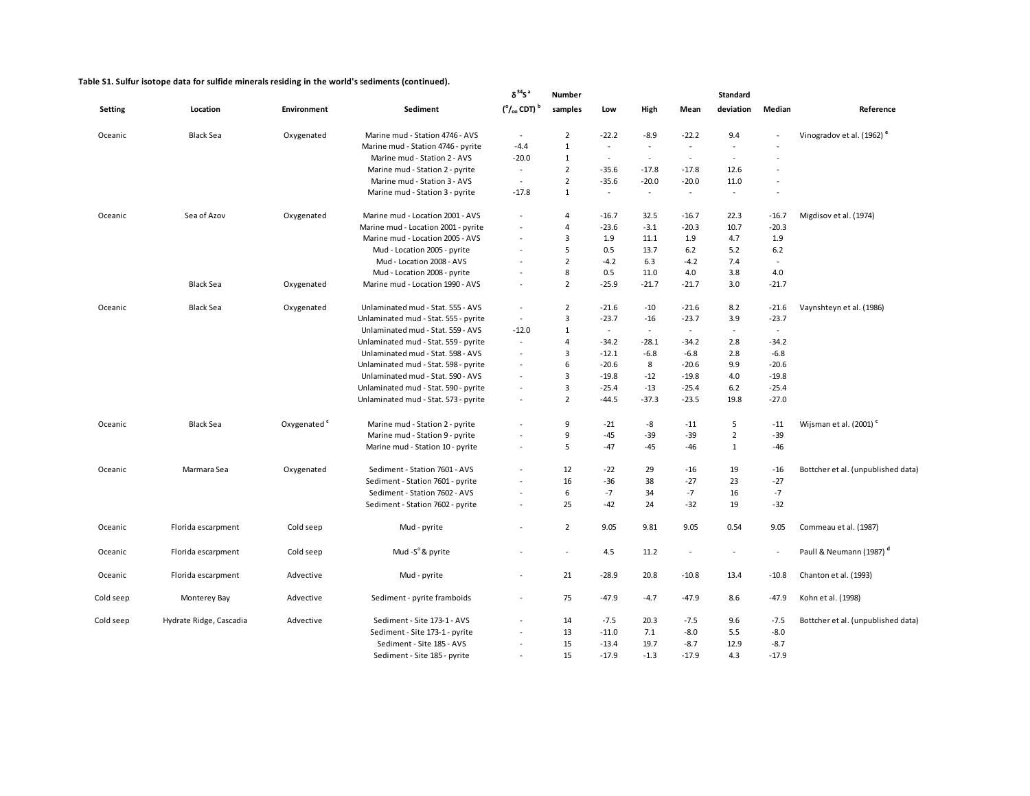**Table S1. Sulfur isotope data for sulfide minerals residing in the world's sediments (continued).**

| Setting | Location | Environment | Sediment | $\delta^{34}S$ [a] (‰ CDT) [b] | Number samples | Low | High | Mean | Standard deviation | Median | Reference |
|---|---|---|---|---|---|---|---|---|---|---|---|
| Oceanic | Black Sea | Oxygenated | Marine mud - Station 4746 - AVS | - | 2 | -22.2 | -8.9 | -22.2 | 9.4 | - | Vinogradov et al. (1962) [e] |
| | | | Marine mud - Station 4746 - pyrite | -4.4 | 1 | - | - | - | - | - | |
| | | | Marine mud - Station 2 - AVS | -20.0 | 1 | - | - | - | - | - | |
| | | | Marine mud - Station 2 - pyrite | - | 2 | -35.6 | -17.8 | -17.8 | 12.6 | - | |
| | | | Marine mud - Station 3 - AVS | - | 2 | -35.6 | -20.0 | -20.0 | 11.0 | - | |
| | | | Marine mud - Station 3 - pyrite | -17.8 | 1 | - | - | - | - | - | |
| Oceanic | Sea of Azov | Oxygenated | Marine mud - Location 2001 - AVS | - | 4 | -16.7 | 32.5 | -16.7 | 22.3 | -16.7 | Migdisov et al. (1974) |
| | | | Marine mud - Location 2001 - pyrite | - | 4 | -23.6 | -3.1 | -20.3 | 10.7 | -20.3 | |
| | | | Marine mud - Location 2005 - AVS | - | 3 | 1.9 | 11.1 | 1.9 | 4.7 | 1.9 | |
| | | | Mud - Location 2005 - pyrite | - | 5 | 0.5 | 13.7 | 6.2 | 5.2 | 6.2 | |
| | | | Mud - Location 2008 - AVS | - | 2 | -4.2 | 6.3 | -4.2 | 7.4 | - | |
| | | | Mud - Location 2008 - pyrite | - | 8 | 0.5 | 11.0 | 4.0 | 3.8 | 4.0 | |
| | Black Sea | Oxygenated | Marine mud - Location 1990 - AVS | - | 2 | -25.9 | -21.7 | -21.7 | 3.0 | -21.7 | |
| Oceanic | Black Sea | Oxygenated | Unlaminated mud - Stat. 555 - AVS | - | 2 | -21.6 | -10 | -21.6 | 8.2 | -21.6 | Vaynshteyn et al. (1986) |
| | | | Unlaminated mud - Stat. 555 - pyrite | - | 3 | -23.7 | -16 | -23.7 | 3.9 | -23.7 | |
| | | | Unlaminated mud - Stat. 559 - AVS | -12.0 | 1 | - | - | - | - | - | |
| | | | Unlaminated mud - Stat. 559 - pyrite | - | 4 | -34.2 | -28.1 | -34.2 | 2.8 | -34.2 | |
| | | | Unlaminated mud - Stat. 598 - AVS | - | 3 | -12.1 | -6.8 | -6.8 | 2.8 | -6.8 | |
| | | | Unlaminated mud - Stat. 598 - pyrite | - | 6 | -20.6 | 8 | -20.6 | 9.9 | -20.6 | |
| | | | Unlaminated mud - Stat. 590 - AVS | - | 3 | -19.8 | -12 | -19.8 | 4.0 | -19.8 | |
| | | | Unlaminated mud - Stat. 590 - pyrite | - | 3 | -25.4 | -13 | -25.4 | 6.2 | -25.4 | |
| | | | Unlaminated mud - Stat. 573 - pyrite | - | 2 | -44.5 | -37.3 | -23.5 | 19.8 | -27.0 | |
| Oceanic | Black Sea | Oxygenated [c] | Marine mud - Station 2 - pyrite | - | 9 | -21 | -8 | -11 | 5 | -11 | Wijsman et al. (2001) [c] |
| | | | Marine mud - Station 9 - pyrite | - | 9 | -45 | -39 | -39 | 2 | -39 | |
| | | | Marine mud - Station 10 - pyrite | - | 5 | -47 | -45 | -46 | 1 | -46 | |
| Oceanic | Marmara Sea | Oxygenated | Sediment - Station 7601 - AVS | - | 12 | -22 | 29 | -16 | 19 | -16 | Bottcher et al. (unpublished data) |
| | | | Sediment - Station 7601 - pyrite | - | 16 | -36 | 38 | -27 | 23 | -27 | |
| | | | Sediment - Station 7602 - AVS | - | 6 | -7 | 34 | -7 | 16 | -7 | |
| | | | Sediment - Station 7602 - pyrite | - | 25 | -42 | 24 | -32 | 19 | -32 | |
| Oceanic | Florida escarpment | Cold seep | Mud - pyrite | - | 2 | 9.05 | 9.81 | 9.05 | 0.54 | 9.05 | Commeau et al. (1987) |
| Oceanic | Florida escarpment | Cold seep | Mud -$S^0$ & pyrite | - | - | 4.5 | 11.2 | - | - | - | Paull & Neumann (1987) [d] |
| Oceanic | Florida escarpment | Advective | Mud - pyrite | - | 21 | -28.9 | 20.8 | -10.8 | 13.4 | -10.8 | Chanton et al. (1993) |
| Cold seep | Monterey Bay | Advective | Sediment - pyrite framboids | - | 75 | -47.9 | -4.7 | -47.9 | 8.6 | -47.9 | Kohn et al. (1998) |
| Cold seep | Hydrate Ridge, Cascadia | Advective | Sediment - Site 173-1 - AVS | - | 14 | -7.5 | 20.3 | -7.5 | 9.6 | -7.5 | Bottcher et al. (unpublished data) |
| | | | Sediment - Site 173-1 - pyrite | - | 13 | -11.0 | 7.1 | -8.0 | 5.5 | -8.0 | |
| | | | Sediment - Site 185 - AVS | - | 15 | -13.4 | 19.7 | -8.7 | 12.9 | -8.7 | |
| | | | Sediment - Site 185 - pyrite | - | 15 | -17.9 | -1.3 | -17.9 | 4.3 | -17.9 | |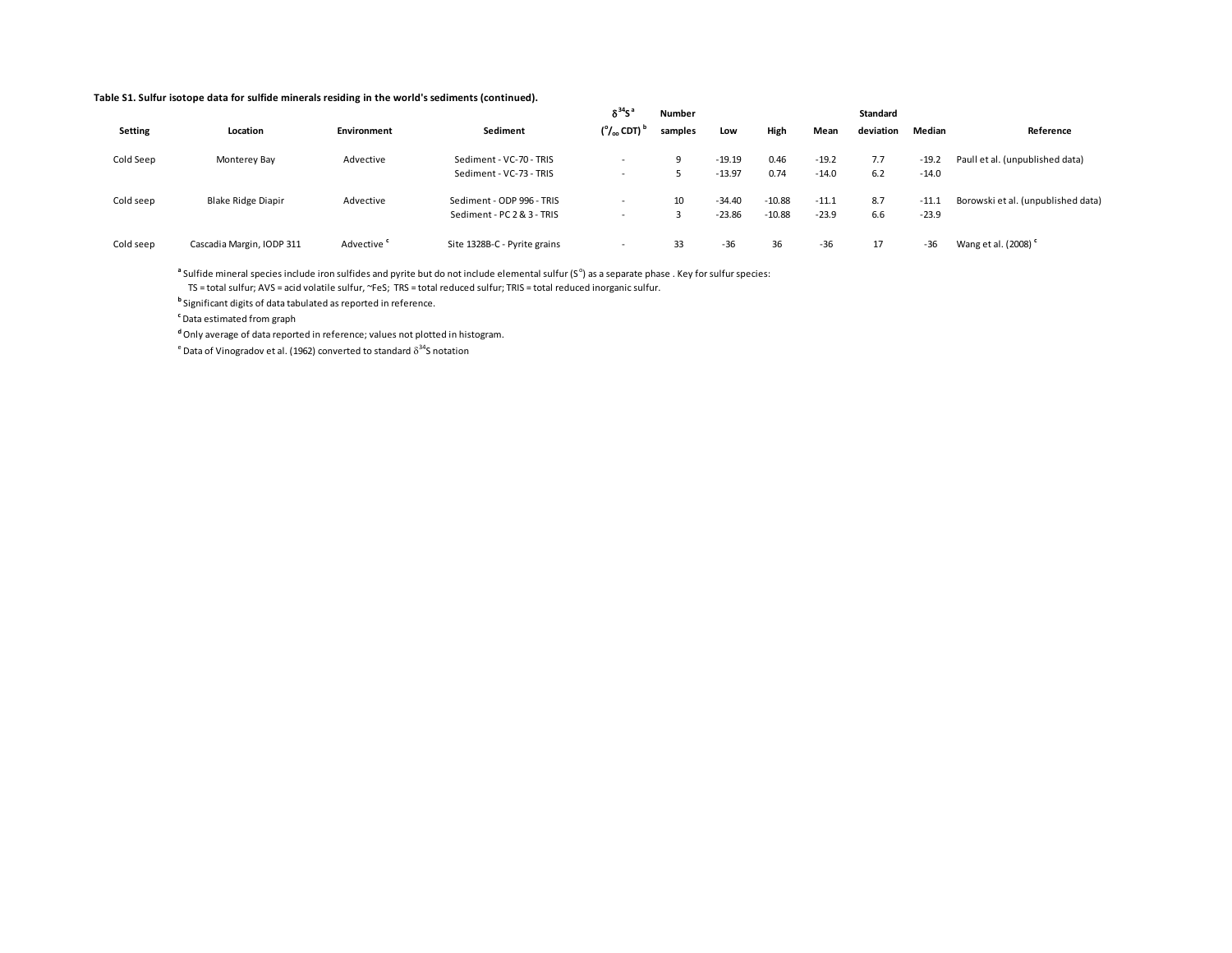**Table S1. Sulfur isotope data for sulfide minerals residing in the world's sediments (continued).**

| Setting | Location | Environment | Sediment | $\delta^{34}S$ [a] (‰ CDT) [b] | Number samples | Low | High | Mean | Standard deviation | Median | Reference |
|---|---|---|---|---|---|---|---|---|---|---|---|
| Cold Seep | Monterey Bay | Advective | Sediment - VC-70 - TRIS | - | 9 | -19.19 | 0.46 | -19.2 | 7.7 | -19.2 | Paull et al. (unpublished data) |
| | | | Sediment - VC-73 - TRIS | - | 5 | -13.97 | 0.74 | -14.0 | 6.2 | -14.0 | |
| Cold seep | Blake Ridge Diapir | Advective | Sediment - ODP 996 - TRIS | - | 10 | -34.40 | -10.88 | -11.1 | 8.7 | -11.1 | Borowski et al. (unpublished data) |
| | | | Sediment - PC 2 & 3 - TRIS | - | 3 | -23.86 | -10.88 | -23.9 | 6.6 | -23.9 | |
| Cold seep | Cascadia Margin, IODP 311 | Advective [c] | Site 1328B-C - Pyrite grains | - | 33 | -36 | 36 | -36 | 17 | -36 | Wang et al. (2008) [c] |

[a] Sulfide mineral species include iron sulfides and pyrite but do not include elemental sulfur ($S^{o}$) as a separate phase . Key for sulfur species:
TS = total sulfur; AVS = acid volatile sulfur, ~FeS; TRS = total reduced sulfur; TRIS = total reduced inorganic sulfur.

[b] Significant digits of data tabulated as reported in reference.

[c] Data estimated from graph

[d] Only average of data reported in reference; values not plotted in histogram.

[e] Data of Vinogradov et al. (1962) converted to standard $\delta^{34}S$ notation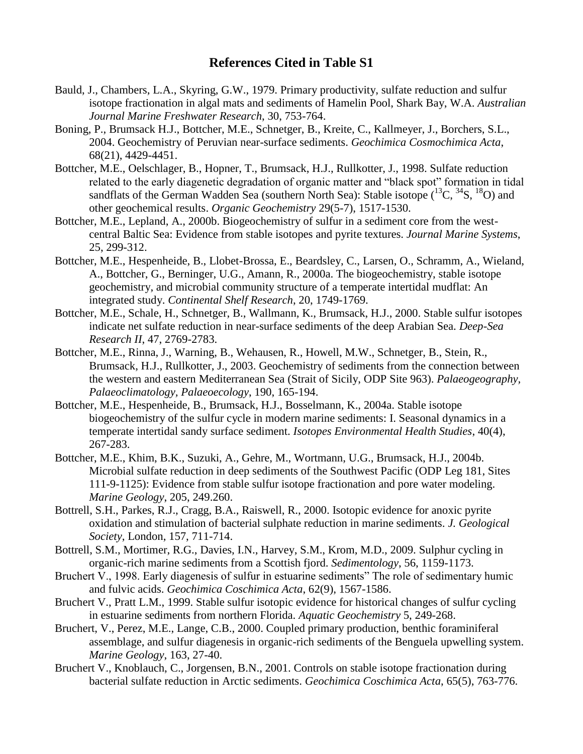## References Cited in Table S1

Bauld, J., Chambers, L.A., Skyring, G.W., 1979. Primary productivity, sulfate reduction and sulfur isotope fractionation in algal mats and sediments of Hamelin Pool, Shark Bay, W.A. *Australian Journal Marine Freshwater Research*, 30, 753-764.

Boning, P., Brumsack H.J., Bottcher, M.E., Schnetger, B., Kreite, C., Kallmeyer, J., Borchers, S.L., 2004. Geochemistry of Peruvian near-surface sediments. *Geochimica Cosmochimica Acta*, 68(21), 4429-4451.

Bottcher, M.E., Oelschlager, B., Hopner, T., Brumsack, H.J., Rullkotter, J., 1998. Sulfate reduction related to the early diagenetic degradation of organic matter and "black spot" formation in tidal sandflats of the German Wadden Sea (southern North Sea): Stable isotope ($^{13}$C, $^{34}$S, $^{18}$O) and other geochemical results. *Organic Geochemistry* 29(5-7), 1517-1530.

Bottcher, M.E., Lepland, A., 2000b. Biogeochemistry of sulfur in a sediment core from the west-central Baltic Sea: Evidence from stable isotopes and pyrite textures. *Journal Marine Systems*, 25, 299-312.

Bottcher, M.E., Hespenheide, B., Llobet-Brossa, E., Beardsley, C., Larsen, O., Schramm, A., Wieland, A., Bottcher, G., Berninger, U.G., Amann, R., 2000a. The biogeochemistry, stable isotope geochemistry, and microbial community structure of a temperate intertidal mudflat: An integrated study. *Continental Shelf Research*, 20, 1749-1769.

Bottcher, M.E., Schale, H., Schnetger, B., Wallmann, K., Brumsack, H.J., 2000. Stable sulfur isotopes indicate net sulfate reduction in near-surface sediments of the deep Arabian Sea. *Deep-Sea Research II*, 47, 2769-2783.

Bottcher, M.E., Rinna, J., Warning, B., Wehausen, R., Howell, M.W., Schnetger, B., Stein, R., Brumsack, H.J., Rullkotter, J., 2003. Geochemistry of sediments from the connection between the western and eastern Mediterranean Sea (Strait of Sicily, ODP Site 963). *Palaeogeography, Palaeoclimatology, Palaeoecology*, 190, 165-194.

Bottcher, M.E., Hespenheide, B., Brumsack, H.J., Bosselmann, K., 2004a. Stable isotope biogeochemistry of the sulfur cycle in modern marine sediments: I. Seasonal dynamics in a temperate intertidal sandy surface sediment. *Isotopes Environmental Health Studies*, 40(4), 267-283.

Bottcher, M.E., Khim, B.K., Suzuki, A., Gehre, M., Wortmann, U.G., Brumsack, H.J., 2004b. Microbial sulfate reduction in deep sediments of the Southwest Pacific (ODP Leg 181, Sites 111-9-1125): Evidence from stable sulfur isotope fractionation and pore water modeling. *Marine Geology*, 205, 249.260.

Bottrell, S.H., Parkes, R.J., Cragg, B.A., Raiswell, R., 2000. Isotopic evidence for anoxic pyrite oxidation and stimulation of bacterial sulphate reduction in marine sediments. *J. Geological Society*, London, 157, 711-714.

Bottrell, S.M., Mortimer, R.G., Davies, I.N., Harvey, S.M., Krom, M.D., 2009. Sulphur cycling in organic-rich marine sediments from a Scottish fjord. *Sedimentology*, 56, 1159-1173.

Bruchert V., 1998. Early diagenesis of sulfur in estuarine sediments" The role of sedimentary humic and fulvic acids. *Geochimica Coschimica Acta*, 62(9), 1567-1586.

Bruchert V., Pratt L.M., 1999. Stable sulfur isotopic evidence for historical changes of sulfur cycling in estuarine sediments from northern Florida. *Aquatic Geochemistry* 5, 249-268.

Bruchert, V., Perez, M.E., Lange, C.B., 2000. Coupled primary production, benthic foraminiferal assemblage, and sulfur diagenesis in organic-rich sediments of the Benguela upwelling system. *Marine Geology*, 163, 27-40.

Bruchert V., Knoblauch, C., Jorgensen, B.N., 2001. Controls on stable isotope fractionation during bacterial sulfate reduction in Arctic sediments. *Geochimica Coschimica Acta*, 65(5), 763-776.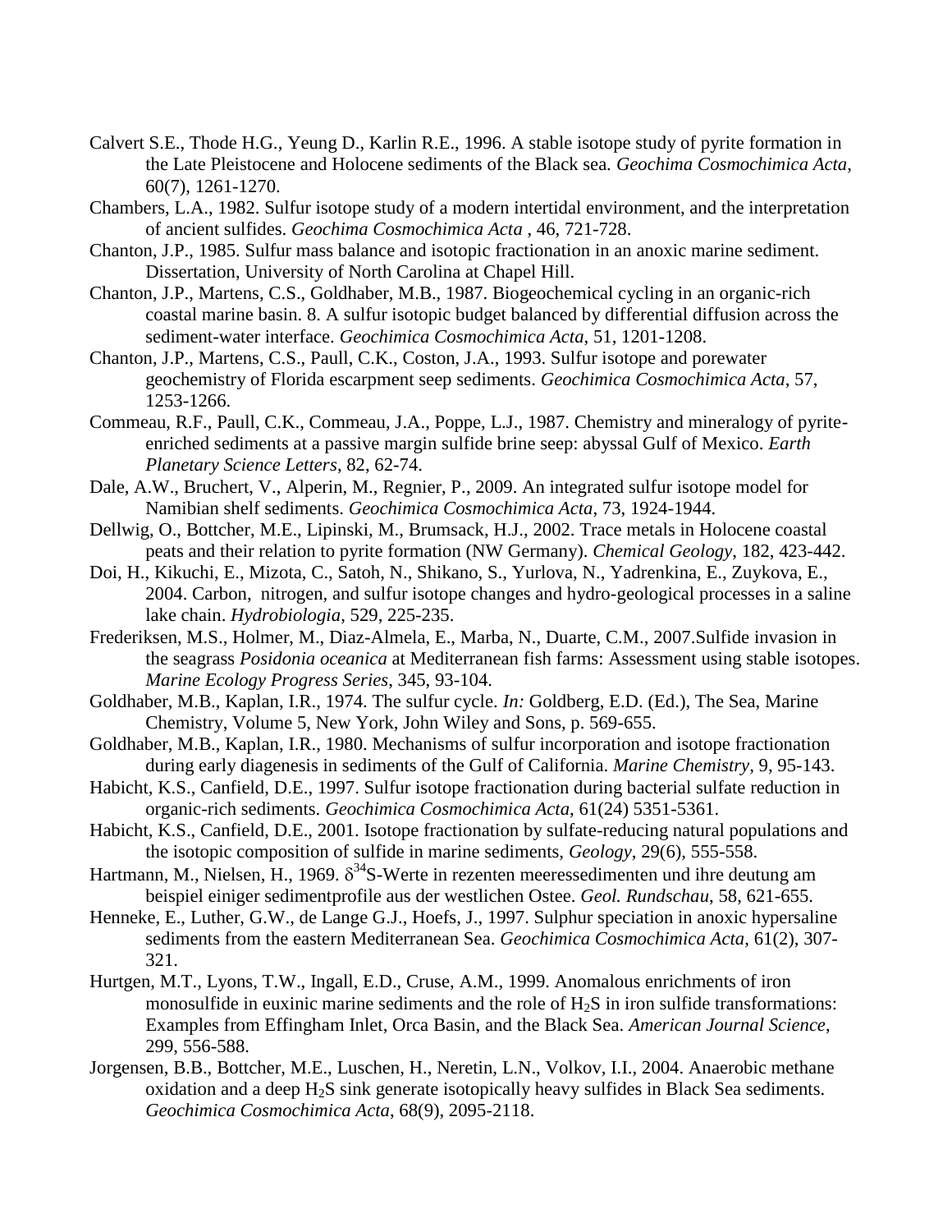Calvert S.E., Thode H.G., Yeung D., Karlin R.E., 1996. A stable isotope study of pyrite formation in the Late Pleistocene and Holocene sediments of the Black sea. *Geochima Cosmochimica Acta*, 60(7), 1261-1270.

Chambers, L.A., 1982. Sulfur isotope study of a modern intertidal environment, and the interpretation of ancient sulfides. *Geochima Cosmochimica Acta* , 46, 721-728.

Chanton, J.P., 1985. Sulfur mass balance and isotopic fractionation in an anoxic marine sediment. Dissertation, University of North Carolina at Chapel Hill.

Chanton, J.P., Martens, C.S., Goldhaber, M.B., 1987. Biogeochemical cycling in an organic-rich coastal marine basin. 8. A sulfur isotopic budget balanced by differential diffusion across the sediment-water interface. *Geochimica Cosmochimica Acta*, 51, 1201-1208.

Chanton, J.P., Martens, C.S., Paull, C.K., Coston, J.A., 1993. Sulfur isotope and porewater geochemistry of Florida escarpment seep sediments. *Geochimica Cosmochimica Acta*, 57, 1253-1266.

Commeau, R.F., Paull, C.K., Commeau, J.A., Poppe, L.J., 1987. Chemistry and mineralogy of pyrite-enriched sediments at a passive margin sulfide brine seep: abyssal Gulf of Mexico. *Earth Planetary Science Letters*, 82, 62-74.

Dale, A.W., Bruchert, V., Alperin, M., Regnier, P., 2009. An integrated sulfur isotope model for Namibian shelf sediments. *Geochimica Cosmochimica Acta*, 73, 1924-1944.

Dellwig, O., Bottcher, M.E., Lipinski, M., Brumsack, H.J., 2002. Trace metals in Holocene coastal peats and their relation to pyrite formation (NW Germany). *Chemical Geology*, 182, 423-442.

Doi, H., Kikuchi, E., Mizota, C., Satoh, N., Shikano, S., Yurlova, N., Yadrenkina, E., Zuykova, E., 2004. Carbon, nitrogen, and sulfur isotope changes and hydro-geological processes in a saline lake chain. *Hydrobiologia*, 529, 225-235.

Frederiksen, M.S., Holmer, M., Diaz-Almela, E., Marba, N., Duarte, C.M., 2007.Sulfide invasion in the seagrass *Posidonia oceanica* at Mediterranean fish farms: Assessment using stable isotopes. *Marine Ecology Progress Series*, 345, 93-104.

Goldhaber, M.B., Kaplan, I.R., 1974. The sulfur cycle. *In:* Goldberg, E.D. (Ed.), The Sea, Marine Chemistry, Volume 5, New York, John Wiley and Sons, p. 569-655.

Goldhaber, M.B., Kaplan, I.R., 1980. Mechanisms of sulfur incorporation and isotope fractionation during early diagenesis in sediments of the Gulf of California. *Marine Chemistry*, 9, 95-143.

Habicht, K.S., Canfield, D.E., 1997. Sulfur isotope fractionation during bacterial sulfate reduction in organic-rich sediments. *Geochimica Cosmochimica Acta*, 61(24) 5351-5361.

Habicht, K.S., Canfield, D.E., 2001. Isotope fractionation by sulfate-reducing natural populations and the isotopic composition of sulfide in marine sediments, *Geology*, 29(6), 555-558.

Hartmann, M., Nielsen, H., 1969. $\delta^{34}$S-Werte in rezenten meeressedimenten und ihre deutung am beispiel einiger sedimentprofile aus der westlichen Ostee. *Geol. Rundschau*, 58, 621-655.

Henneke, E., Luther, G.W., de Lange G.J., Hoefs, J., 1997. Sulphur speciation in anoxic hypersaline sediments from the eastern Mediterranean Sea. *Geochimica Cosmochimica Acta*, 61(2), 307-321.

Hurtgen, M.T., Lyons, T.W., Ingall, E.D., Cruse, A.M., 1999. Anomalous enrichments of iron monosulfide in euxinic marine sediments and the role of $H_2S$ in iron sulfide transformations: Examples from Effingham Inlet, Orca Basin, and the Black Sea. *American Journal Science*, 299, 556-588.

Jorgensen, B.B., Bottcher, M.E., Luschen, H., Neretin, L.N., Volkov, I.I., 2004. Anaerobic methane oxidation and a deep $H_2S$ sink generate isotopically heavy sulfides in Black Sea sediments. *Geochimica Cosmochimica Acta*, 68(9), 2095-2118.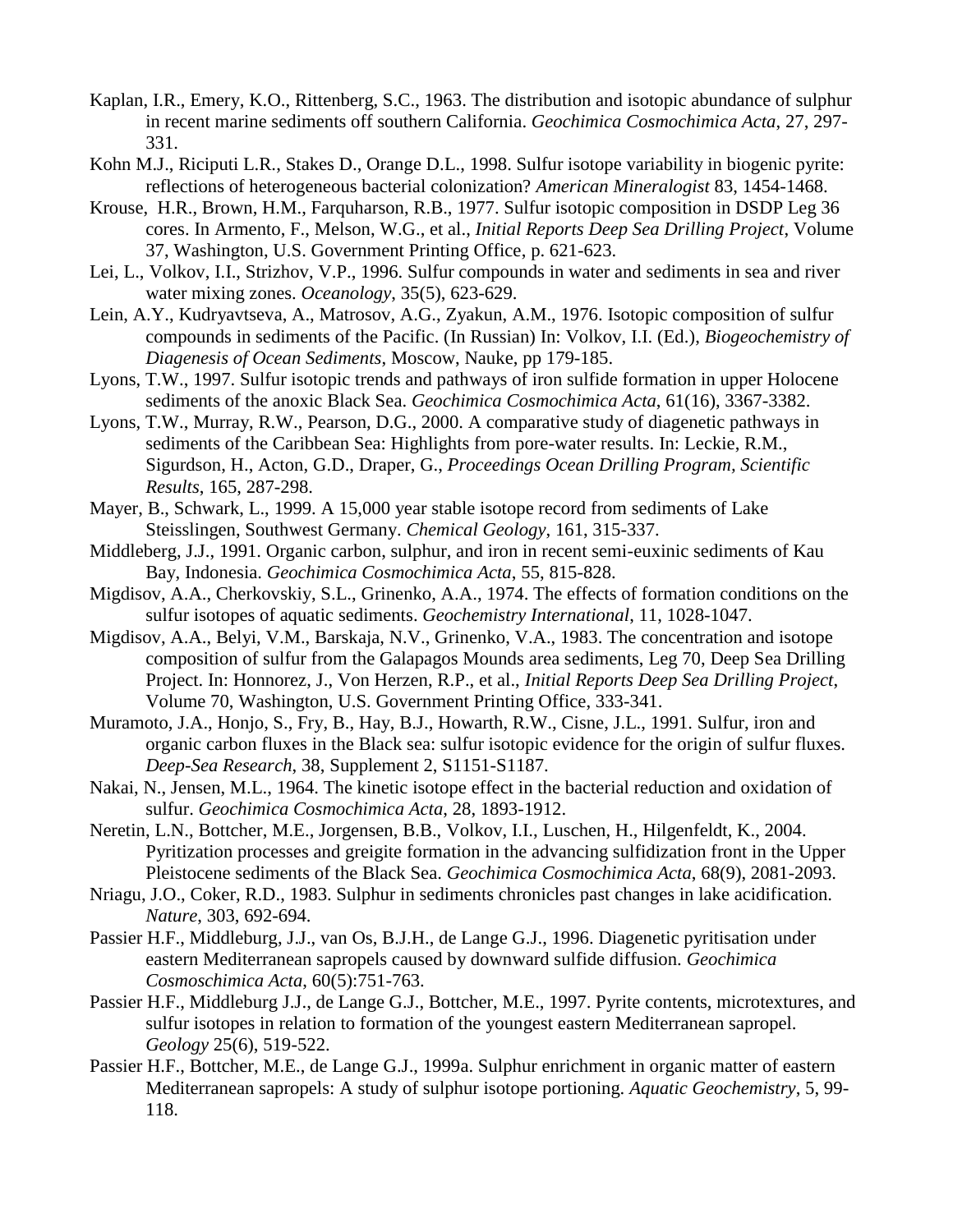Kaplan, I.R., Emery, K.O., Rittenberg, S.C., 1963. The distribution and isotopic abundance of sulphur in recent marine sediments off southern California. *Geochimica Cosmochimica Acta*, 27, 297-331.

Kohn M.J., Riciputi L.R., Stakes D., Orange D.L., 1998. Sulfur isotope variability in biogenic pyrite: reflections of heterogeneous bacterial colonization? *American Mineralogist* 83, 1454-1468.

Krouse, H.R., Brown, H.M., Farquharson, R.B., 1977. Sulfur isotopic composition in DSDP Leg 36 cores. In Armento, F., Melson, W.G., et al., *Initial Reports Deep Sea Drilling Project*, Volume 37, Washington, U.S. Government Printing Office, p. 621-623.

Lei, L., Volkov, I.I., Strizhov, V.P., 1996. Sulfur compounds in water and sediments in sea and river water mixing zones. *Oceanology*, 35(5), 623-629.

Lein, A.Y., Kudryavtseva, A., Matrosov, A.G., Zyakun, A.M., 1976. Isotopic composition of sulfur compounds in sediments of the Pacific. (In Russian) In: Volkov, I.I. (Ed.), *Biogeochemistry of Diagenesis of Ocean Sediments*, Moscow, Nauke, pp 179-185.

Lyons, T.W., 1997. Sulfur isotopic trends and pathways of iron sulfide formation in upper Holocene sediments of the anoxic Black Sea. *Geochimica Cosmochimica Acta*, 61(16), 3367-3382.

Lyons, T.W., Murray, R.W., Pearson, D.G., 2000. A comparative study of diagenetic pathways in sediments of the Caribbean Sea: Highlights from pore-water results. In: Leckie, R.M., Sigurdson, H., Acton, G.D., Draper, G., *Proceedings Ocean Drilling Program, Scientific Results*, 165, 287-298.

Mayer, B., Schwark, L., 1999. A 15,000 year stable isotope record from sediments of Lake Steisslingen, Southwest Germany. *Chemical Geology*, 161, 315-337.

Middleberg, J.J., 1991. Organic carbon, sulphur, and iron in recent semi-euxinic sediments of Kau Bay, Indonesia. *Geochimica Cosmochimica Acta*, 55, 815-828.

Migdisov, A.A., Cherkovskiy, S.L., Grinenko, A.A., 1974. The effects of formation conditions on the sulfur isotopes of aquatic sediments. *Geochemistry International*, 11, 1028-1047.

Migdisov, A.A., Belyi, V.M., Barskaja, N.V., Grinenko, V.A., 1983. The concentration and isotope composition of sulfur from the Galapagos Mounds area sediments, Leg 70, Deep Sea Drilling Project. In: Honnorez, J., Von Herzen, R.P., et al., *Initial Reports Deep Sea Drilling Project*, Volume 70, Washington, U.S. Government Printing Office, 333-341.

Muramoto, J.A., Honjo, S., Fry, B., Hay, B.J., Howarth, R.W., Cisne, J.L., 1991. Sulfur, iron and organic carbon fluxes in the Black sea: sulfur isotopic evidence for the origin of sulfur fluxes. *Deep-Sea Research*, 38, Supplement 2, S1151-S1187.

Nakai, N., Jensen, M.L., 1964. The kinetic isotope effect in the bacterial reduction and oxidation of sulfur. *Geochimica Cosmochimica Acta*, 28, 1893-1912.

Neretin, L.N., Bottcher, M.E., Jorgensen, B.B., Volkov, I.I., Luschen, H., Hilgenfeldt, K., 2004. Pyritization processes and greigite formation in the advancing sulfidization front in the Upper Pleistocene sediments of the Black Sea. *Geochimica Cosmochimica Acta*, 68(9), 2081-2093.

Nriagu, J.O., Coker, R.D., 1983. Sulphur in sediments chronicles past changes in lake acidification. *Nature*, 303, 692-694.

Passier H.F., Middleburg, J.J., van Os, B.J.H., de Lange G.J., 1996. Diagenetic pyritisation under eastern Mediterranean sapropels caused by downward sulfide diffusion. *Geochimica Cosmoschimica Acta*, 60(5):751-763.

Passier H.F., Middleburg J.J., de Lange G.J., Bottcher, M.E., 1997. Pyrite contents, microtextures, and sulfur isotopes in relation to formation of the youngest eastern Mediterranean sapropel. *Geology* 25(6), 519-522.

Passier H.F., Bottcher, M.E., de Lange G.J., 1999a. Sulphur enrichment in organic matter of eastern Mediterranean sapropels: A study of sulphur isotope portioning. *Aquatic Geochemistry*, 5, 99-118.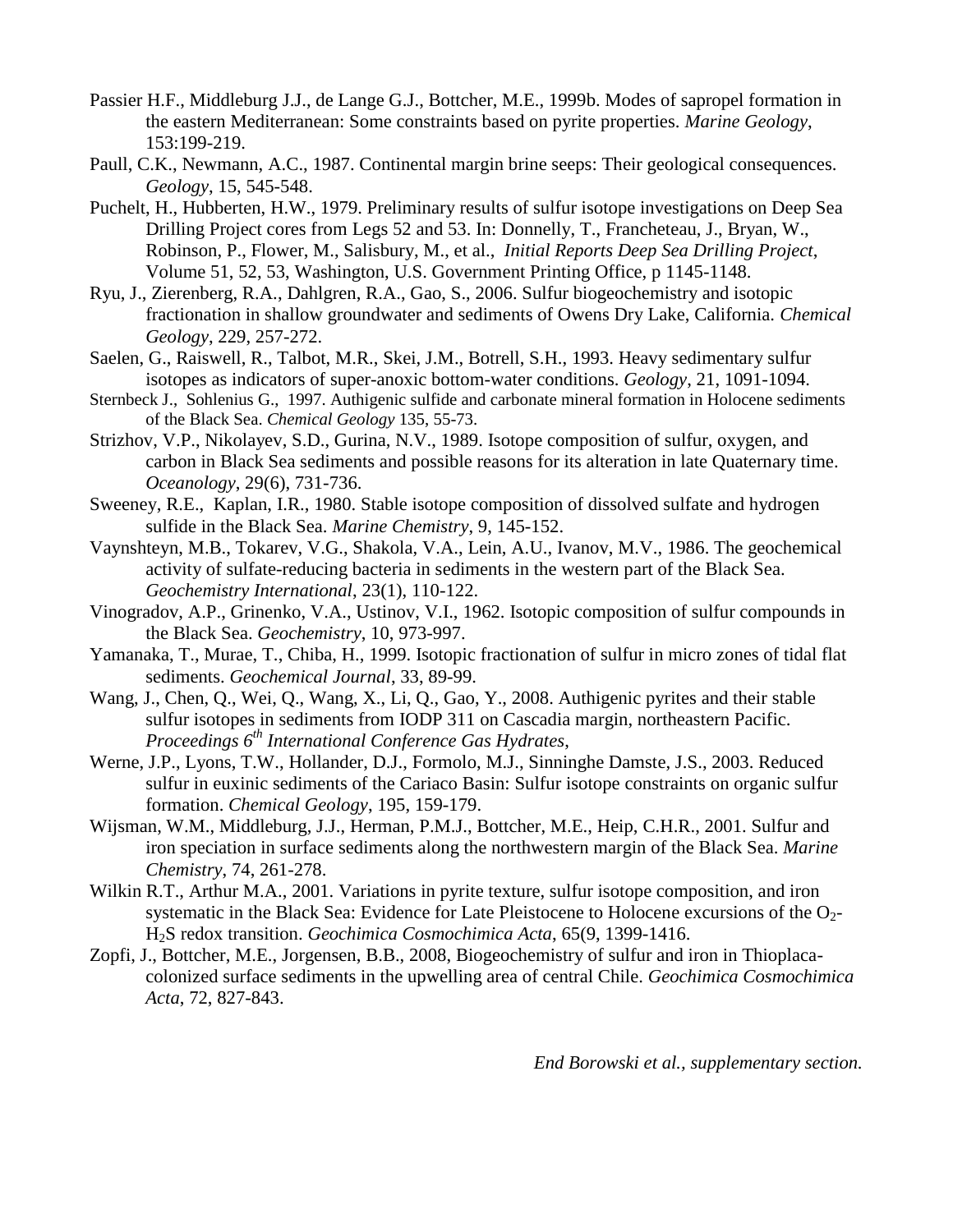Passier H.F., Middleburg J.J., de Lange G.J., Bottcher, M.E., 1999b. Modes of sapropel formation in the eastern Mediterranean: Some constraints based on pyrite properties. *Marine Geology*, 153:199-219.

Paull, C.K., Newmann, A.C., 1987. Continental margin brine seeps: Their geological consequences. *Geology*, 15, 545-548.

Puchelt, H., Hubberten, H.W., 1979. Preliminary results of sulfur isotope investigations on Deep Sea Drilling Project cores from Legs 52 and 53. In: Donnelly, T., Francheteau, J., Bryan, W., Robinson, P., Flower, M., Salisbury, M., et al., *Initial Reports Deep Sea Drilling Project*, Volume 51, 52, 53, Washington, U.S. Government Printing Office, p 1145-1148.

Ryu, J., Zierenberg, R.A., Dahlgren, R.A., Gao, S., 2006. Sulfur biogeochemistry and isotopic fractionation in shallow groundwater and sediments of Owens Dry Lake, California. *Chemical Geology*, 229, 257-272.

Saelen, G., Raiswell, R., Talbot, M.R., Skei, J.M., Botrell, S.H., 1993. Heavy sedimentary sulfur isotopes as indicators of super-anoxic bottom-water conditions. *Geology*, 21, 1091-1094.

Sternbeck J., Sohlenius G., 1997. Authigenic sulfide and carbonate mineral formation in Holocene sediments of the Black Sea. *Chemical Geology* 135, 55-73.

Strizhov, V.P., Nikolayev, S.D., Gurina, N.V., 1989. Isotope composition of sulfur, oxygen, and carbon in Black Sea sediments and possible reasons for its alteration in late Quaternary time. *Oceanology*, 29(6), 731-736.

Sweeney, R.E., Kaplan, I.R., 1980. Stable isotope composition of dissolved sulfate and hydrogen sulfide in the Black Sea. *Marine Chemistry*, 9, 145-152.

Vaynshteyn, M.B., Tokarev, V.G., Shakola, V.A., Lein, A.U., Ivanov, M.V., 1986. The geochemical activity of sulfate-reducing bacteria in sediments in the western part of the Black Sea. *Geochemistry International*, 23(1), 110-122.

Vinogradov, A.P., Grinenko, V.A., Ustinov, V.I., 1962. Isotopic composition of sulfur compounds in the Black Sea. *Geochemistry*, 10, 973-997.

Yamanaka, T., Murae, T., Chiba, H., 1999. Isotopic fractionation of sulfur in micro zones of tidal flat sediments. *Geochemical Journal*, 33, 89-99.

Wang, J., Chen, Q., Wei, Q., Wang, X., Li, Q., Gao, Y., 2008. Authigenic pyrites and their stable sulfur isotopes in sediments from IODP 311 on Cascadia margin, northeastern Pacific. *Proceedings 6th International Conference Gas Hydrates*,

Werne, J.P., Lyons, T.W., Hollander, D.J., Formolo, M.J., Sinninghe Damste, J.S., 2003. Reduced sulfur in euxinic sediments of the Cariaco Basin: Sulfur isotope constraints on organic sulfur formation. *Chemical Geology*, 195, 159-179.

Wijsman, W.M., Middleburg, J.J., Herman, P.M.J., Bottcher, M.E., Heip, C.H.R., 2001. Sulfur and iron speciation in surface sediments along the northwestern margin of the Black Sea. *Marine Chemistry*, 74, 261-278.

Wilkin R.T., Arthur M.A., 2001. Variations in pyrite texture, sulfur isotope composition, and iron systematic in the Black Sea: Evidence for Late Pleistocene to Holocene excursions of the $O_2$-$H_2S$ redox transition. *Geochimica Cosmochimica Acta*, 65(9, 1399-1416.

Zopfi, J., Bottcher, M.E., Jorgensen, B.B., 2008, Biogeochemistry of sulfur and iron in Thioplaca-colonized surface sediments in the upwelling area of central Chile. *Geochimica Cosmochimica Acta*, 72, 827-843.

*End Borowski et al., supplementary section.*